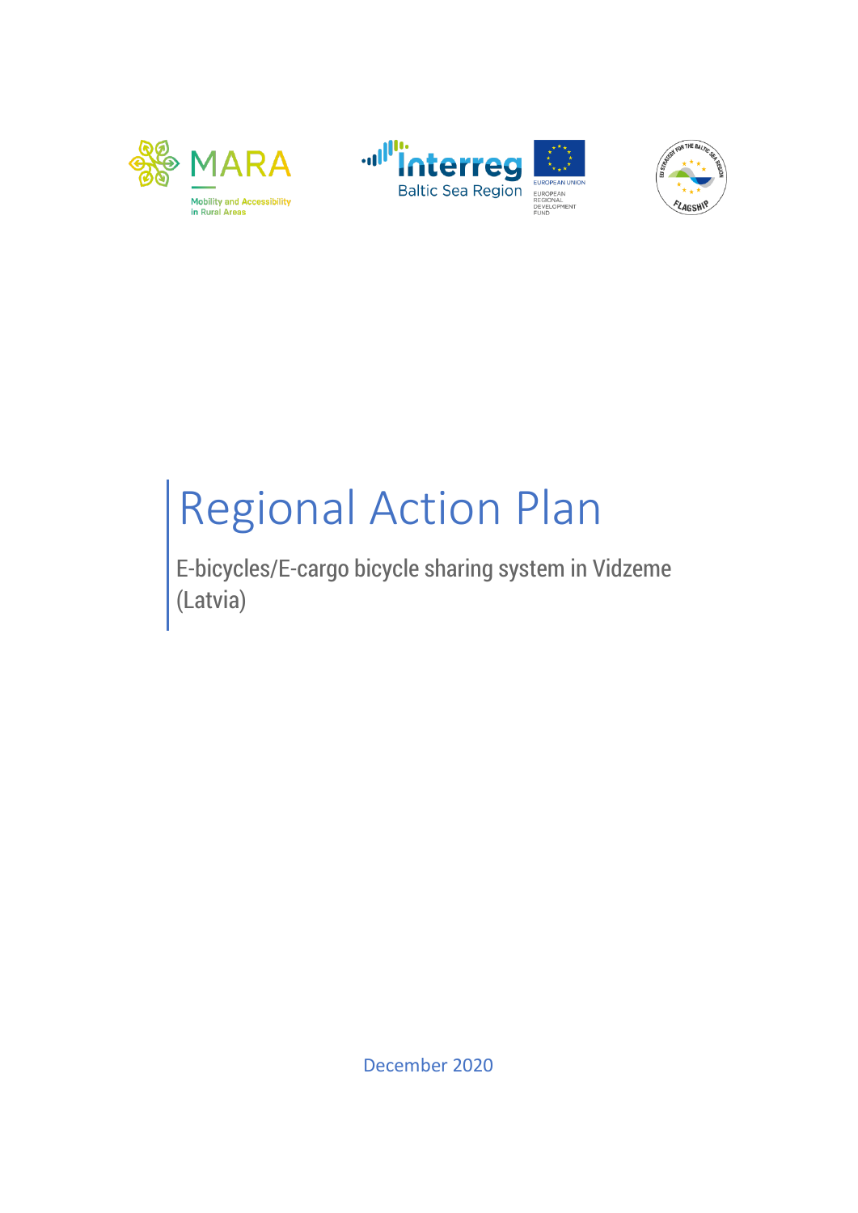MARA

Mobility and Accessibility in Rural Areas

Interreg Baltic Sea Region

EUROPEAN UNION

EUROPEAN REGIONAL DEVELOPMENT FUND

EU STRATEGY FOR THE BALTIC SEA REGION FLAGSHIP

# Regional Action Plan

## E-bicycles/E-cargo bicycle sharing system in Vidzeme (Latvia)

December 2020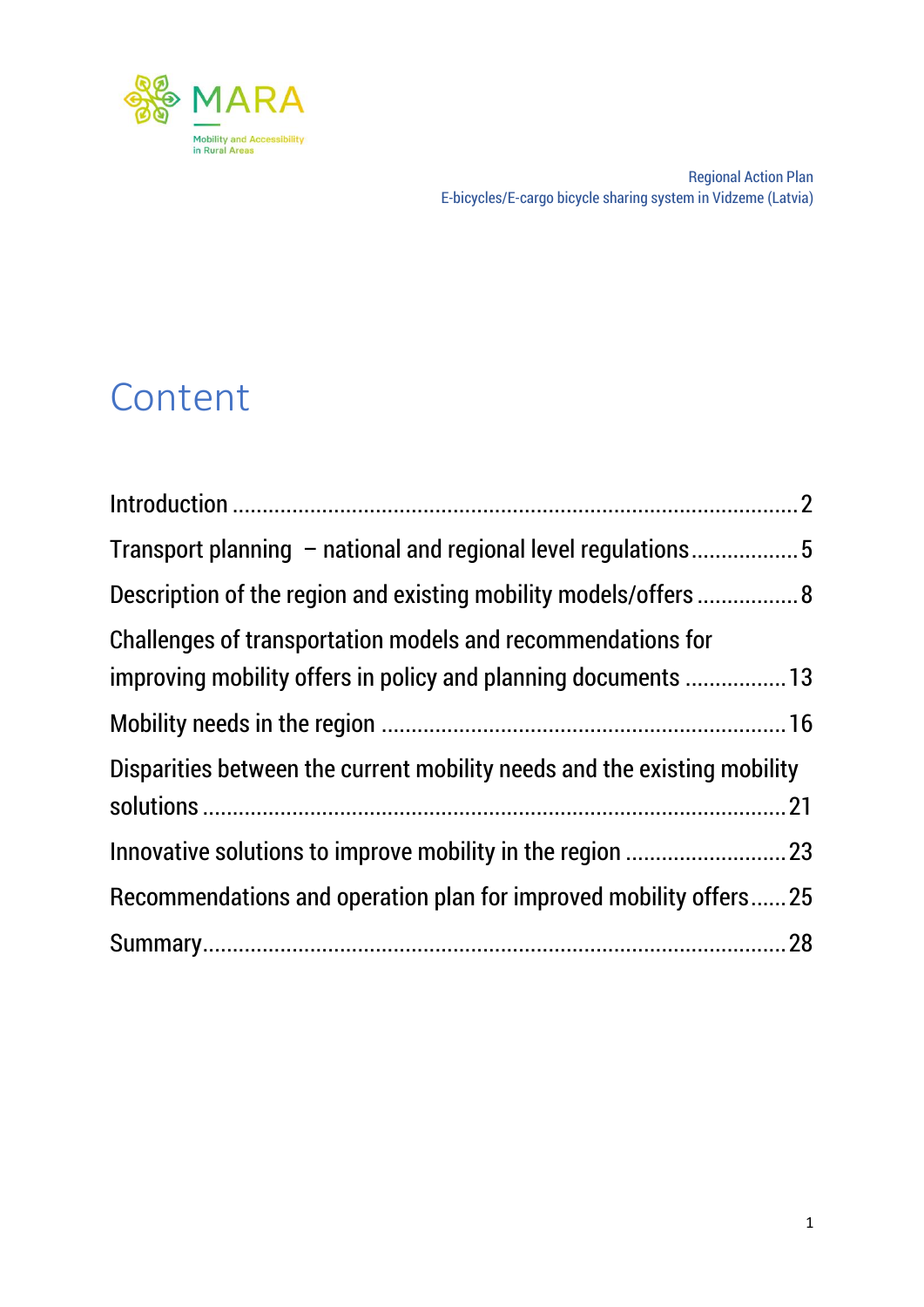# Content

Introduction ........................................................................................ 2

Transport planning – national and regional level regulations .................. 5

Description of the region and existing mobility models/offers ................. 8

Challenges of transportation models and recommendations for improving mobility offers in policy and planning documents ................. 13

Mobility needs in the region .................................................................. 16

Disparities between the current mobility needs and the existing mobility solutions ............................................................................................ 21

Innovative solutions to improve mobility in the region ........................... 23

Recommendations and operation plan for improved mobility offers ...... 25

Summary ............................................................................................ 28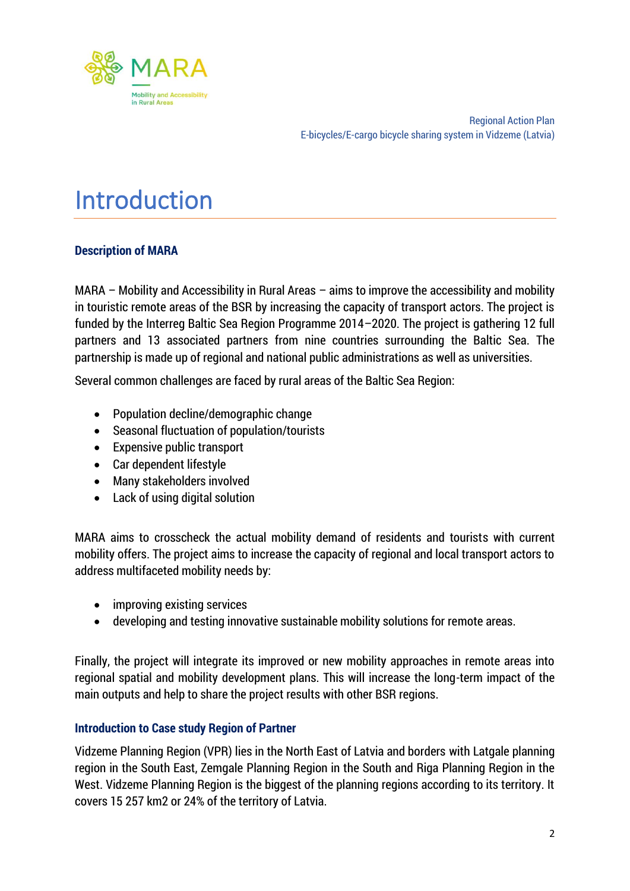# Introduction

### Description of MARA

MARA – Mobility and Accessibility in Rural Areas – aims to improve the accessibility and mobility in touristic remote areas of the BSR by increasing the capacity of transport actors. The project is funded by the Interreg Baltic Sea Region Programme 2014–2020. The project is gathering 12 full partners and 13 associated partners from nine countries surrounding the Baltic Sea. The partnership is made up of regional and national public administrations as well as universities.

Several common challenges are faced by rural areas of the Baltic Sea Region:

- Population decline/demographic change
- Seasonal fluctuation of population/tourists
- Expensive public transport
- Car dependent lifestyle
- Many stakeholders involved
- Lack of using digital solution

MARA aims to crosscheck the actual mobility demand of residents and tourists with current mobility offers. The project aims to increase the capacity of regional and local transport actors to address multifaceted mobility needs by:

- improving existing services
- developing and testing innovative sustainable mobility solutions for remote areas.

Finally, the project will integrate its improved or new mobility approaches in remote areas into regional spatial and mobility development plans. This will increase the long-term impact of the main outputs and help to share the project results with other BSR regions.

### Introduction to Case study Region of Partner

Vidzeme Planning Region (VPR) lies in the North East of Latvia and borders with Latgale planning region in the South East, Zemgale Planning Region in the South and Riga Planning Region in the West. Vidzeme Planning Region is the biggest of the planning regions according to its territory. It covers 15 257 km2 or 24% of the territory of Latvia.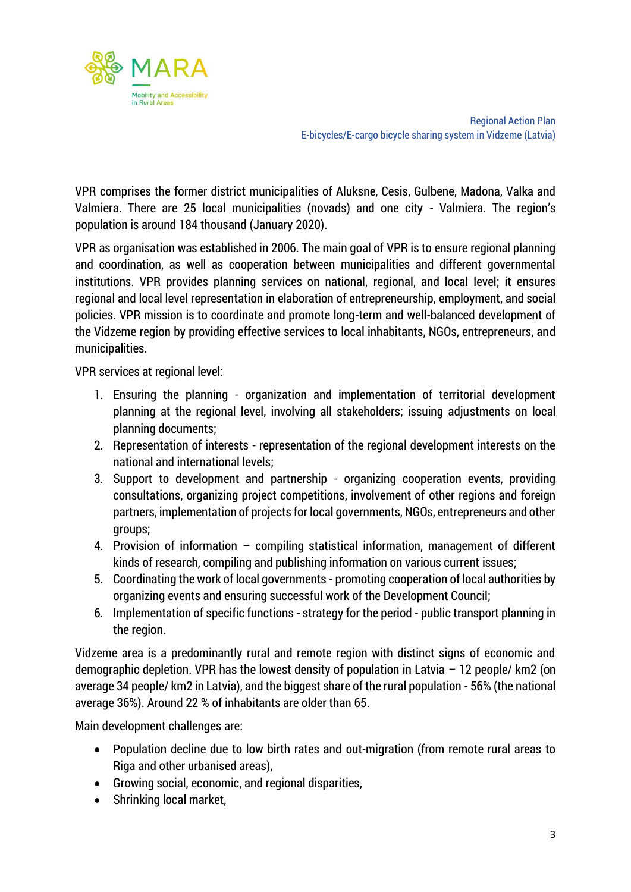VPR comprises the former district municipalities of Aluksne, Cesis, Gulbene, Madona, Valka and Valmiera. There are 25 local municipalities (novads) and one city - Valmiera. The region's population is around 184 thousand (January 2020).

VPR as organisation was established in 2006. The main goal of VPR is to ensure regional planning and coordination, as well as cooperation between municipalities and different governmental institutions. VPR provides planning services on national, regional, and local level; it ensures regional and local level representation in elaboration of entrepreneurship, employment, and social policies. VPR mission is to coordinate and promote long-term and well-balanced development of the Vidzeme region by providing effective services to local inhabitants, NGOs, entrepreneurs, and municipalities.

VPR services at regional level:

1. Ensuring the planning - organization and implementation of territorial development planning at the regional level, involving all stakeholders; issuing adjustments on local planning documents;
2. Representation of interests - representation of the regional development interests on the national and international levels;
3. Support to development and partnership - organizing cooperation events, providing consultations, organizing project competitions, involvement of other regions and foreign partners, implementation of projects for local governments, NGOs, entrepreneurs and other groups;
4. Provision of information – compiling statistical information, management of different kinds of research, compiling and publishing information on various current issues;
5. Coordinating the work of local governments - promoting cooperation of local authorities by organizing events and ensuring successful work of the Development Council;
6. Implementation of specific functions - strategy for the period - public transport planning in the region.

Vidzeme area is a predominantly rural and remote region with distinct signs of economic and demographic depletion. VPR has the lowest density of population in Latvia – 12 people/ km2 (on average 34 people/ km2 in Latvia), and the biggest share of the rural population - 56% (the national average 36%). Around 22 % of inhabitants are older than 65.

Main development challenges are:

- Population decline due to low birth rates and out-migration (from remote rural areas to Riga and other urbanised areas),
- Growing social, economic, and regional disparities,
- Shrinking local market,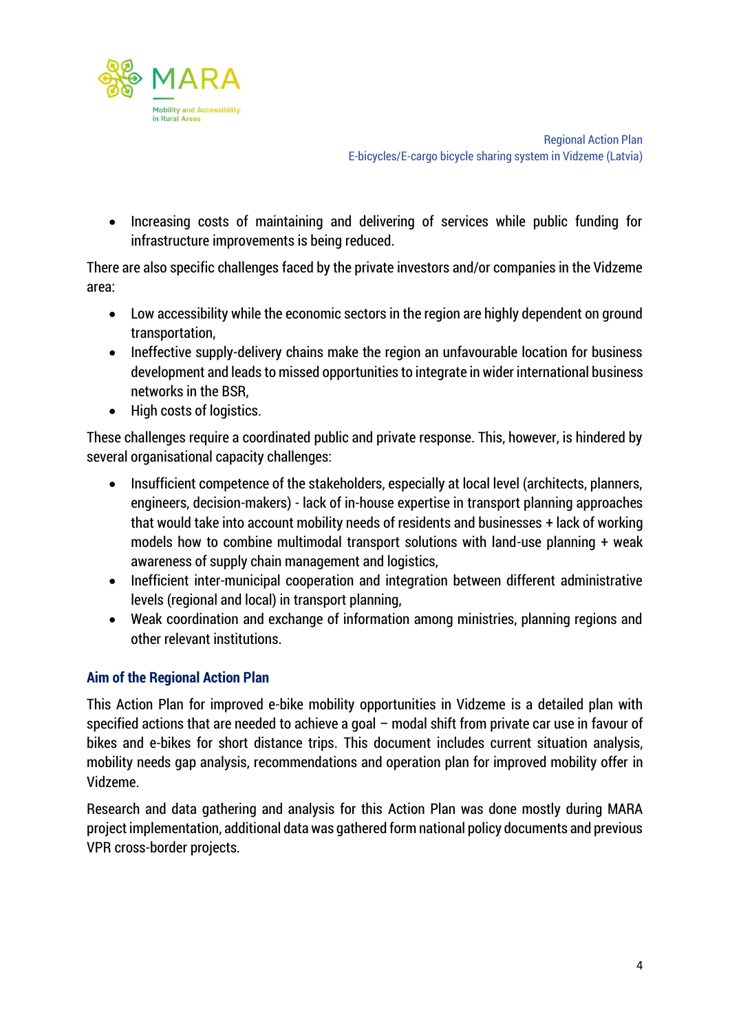- Increasing costs of maintaining and delivering of services while public funding for infrastructure improvements is being reduced.

There are also specific challenges faced by the private investors and/or companies in the Vidzeme area:

- Low accessibility while the economic sectors in the region are highly dependent on ground transportation,
- Ineffective supply-delivery chains make the region an unfavourable location for business development and leads to missed opportunities to integrate in wider international business networks in the BSR,
- High costs of logistics.

These challenges require a coordinated public and private response. This, however, is hindered by several organisational capacity challenges:

- Insufficient competence of the stakeholders, especially at local level (architects, planners, engineers, decision-makers) - lack of in-house expertise in transport planning approaches that would take into account mobility needs of residents and businesses + lack of working models how to combine multimodal transport solutions with land-use planning + weak awareness of supply chain management and logistics,
- Inefficient inter-municipal cooperation and integration between different administrative levels (regional and local) in transport planning,
- Weak coordination and exchange of information among ministries, planning regions and other relevant institutions.

### Aim of the Regional Action Plan

This Action Plan for improved e-bike mobility opportunities in Vidzeme is a detailed plan with specified actions that are needed to achieve a goal – modal shift from private car use in favour of bikes and e-bikes for short distance trips. This document includes current situation analysis, mobility needs gap analysis, recommendations and operation plan for improved mobility offer in Vidzeme.

Research and data gathering and analysis for this Action Plan was done mostly during MARA project implementation, additional data was gathered form national policy documents and previous VPR cross-border projects.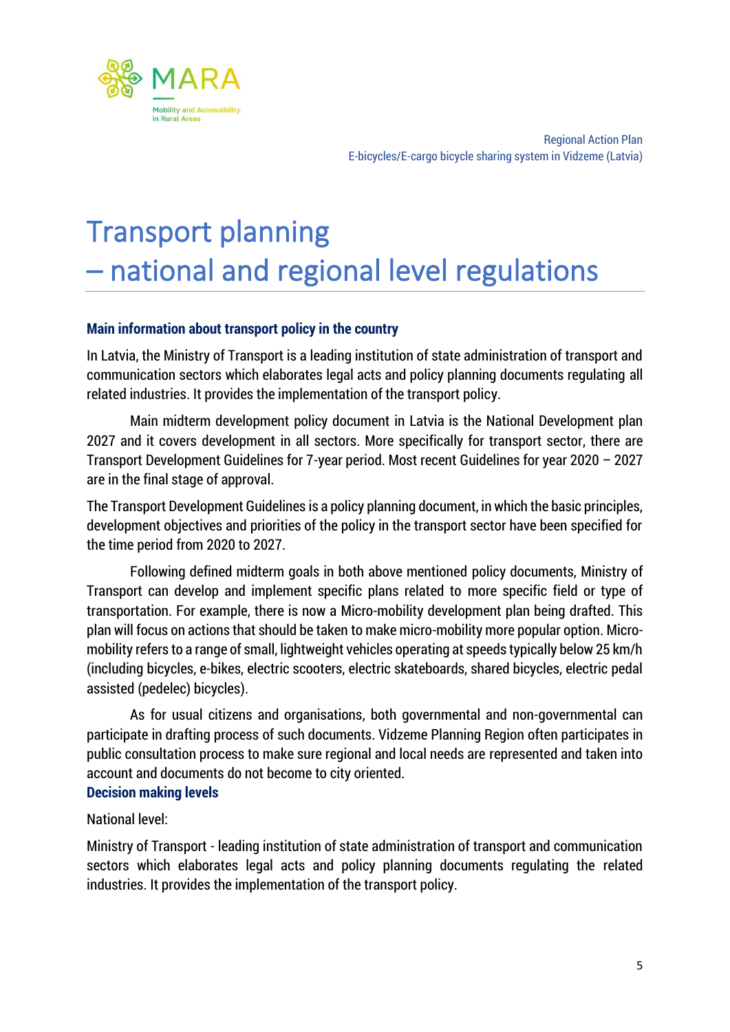# Transport planning – national and regional level regulations

### Main information about transport policy in the country

In Latvia, the Ministry of Transport is a leading institution of state administration of transport and communication sectors which elaborates legal acts and policy planning documents regulating all related industries. It provides the implementation of the transport policy.

Main midterm development policy document in Latvia is the National Development plan 2027 and it covers development in all sectors. More specifically for transport sector, there are Transport Development Guidelines for 7-year period. Most recent Guidelines for year 2020 – 2027 are in the final stage of approval.

The Transport Development Guidelines is a policy planning document, in which the basic principles, development objectives and priorities of the policy in the transport sector have been specified for the time period from 2020 to 2027.

Following defined midterm goals in both above mentioned policy documents, Ministry of Transport can develop and implement specific plans related to more specific field or type of transportation. For example, there is now a Micro-mobility development plan being drafted. This plan will focus on actions that should be taken to make micro-mobility more popular option. Micro-mobility refers to a range of small, lightweight vehicles operating at speeds typically below 25 km/h (including bicycles, e-bikes, electric scooters, electric skateboards, shared bicycles, electric pedal assisted (pedelec) bicycles).

As for usual citizens and organisations, both governmental and non-governmental can participate in drafting process of such documents. Vidzeme Planning Region often participates in public consultation process to make sure regional and local needs are represented and taken into account and documents do not become to city oriented.

### Decision making levels

National level:

Ministry of Transport - leading institution of state administration of transport and communication sectors which elaborates legal acts and policy planning documents regulating the related industries. It provides the implementation of the transport policy.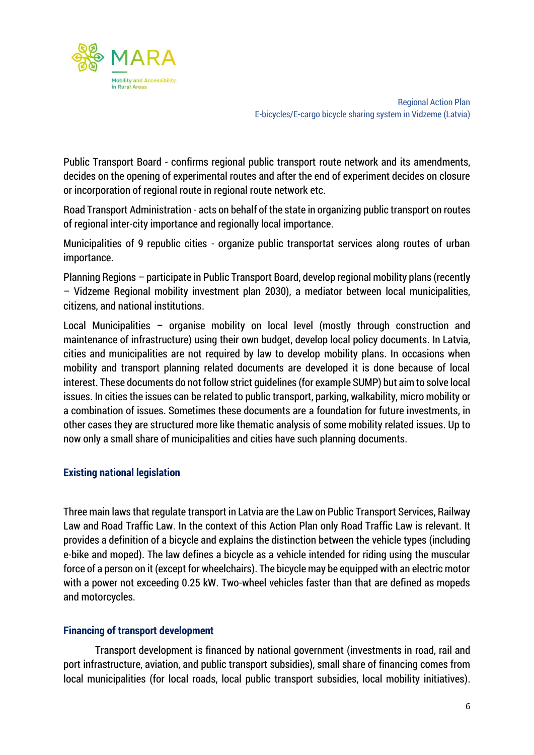Public Transport Board - confirms regional public transport route network and its amendments, decides on the opening of experimental routes and after the end of experiment decides on closure or incorporation of regional route in regional route network etc.

Road Transport Administration - acts on behalf of the state in organizing public transport on routes of regional inter-city importance and regionally local importance.

Municipalities of 9 republic cities - organize public transportat services along routes of urban importance.

Planning Regions – participate in Public Transport Board, develop regional mobility plans (recently – Vidzeme Regional mobility investment plan 2030), a mediator between local municipalities, citizens, and national institutions.

Local Municipalities – organise mobility on local level (mostly through construction and maintenance of infrastructure) using their own budget, develop local policy documents. In Latvia, cities and municipalities are not required by law to develop mobility plans. In occasions when mobility and transport planning related documents are developed it is done because of local interest. These documents do not follow strict guidelines (for example SUMP) but aim to solve local issues. In cities the issues can be related to public transport, parking, walkability, micro mobility or a combination of issues. Sometimes these documents are a foundation for future investments, in other cases they are structured more like thematic analysis of some mobility related issues. Up to now only a small share of municipalities and cities have such planning documents.

### Existing national legislation

Three main laws that regulate transport in Latvia are the Law on Public Transport Services, Railway Law and Road Traffic Law. In the context of this Action Plan only Road Traffic Law is relevant. It provides a definition of a bicycle and explains the distinction between the vehicle types (including e-bike and moped). The law defines a bicycle as a vehicle intended for riding using the muscular force of a person on it (except for wheelchairs). The bicycle may be equipped with an electric motor with a power not exceeding 0.25 kW. Two-wheel vehicles faster than that are defined as mopeds and motorcycles.

### Financing of transport development

Transport development is financed by national government (investments in road, rail and port infrastructure, aviation, and public transport subsidies), small share of financing comes from local municipalities (for local roads, local public transport subsidies, local mobility initiatives).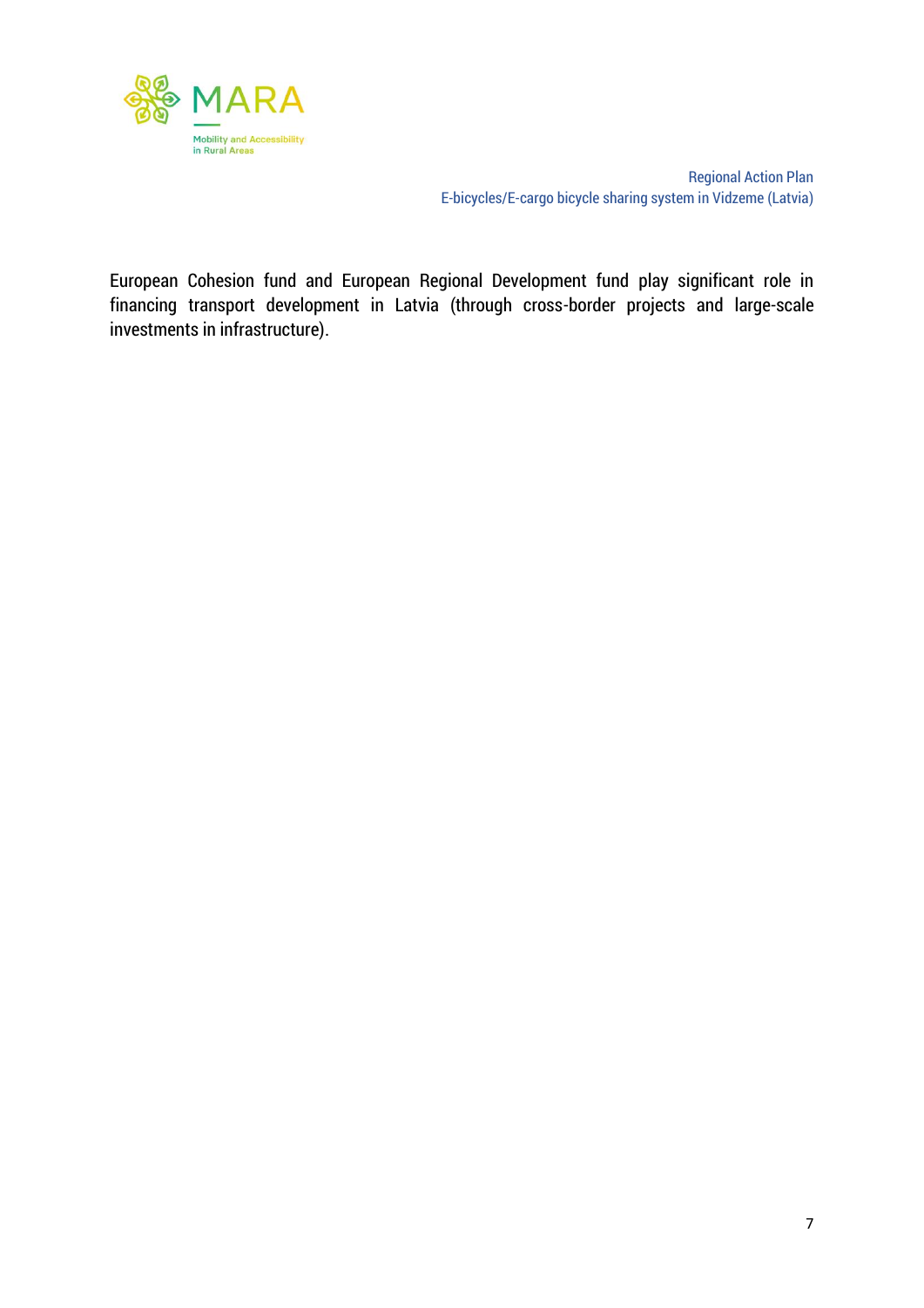European Cohesion fund and European Regional Development fund play significant role in financing transport development in Latvia (through cross-border projects and large-scale investments in infrastructure).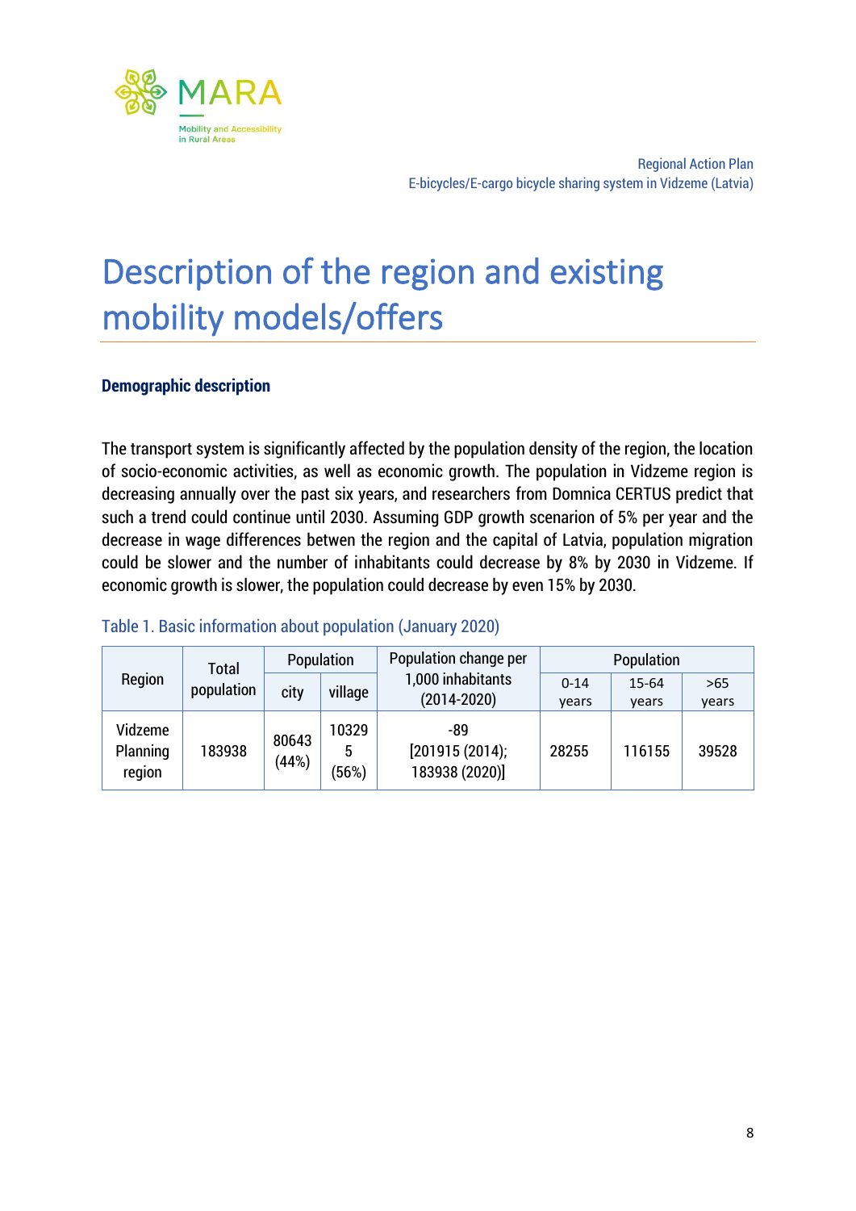# Description of the region and existing mobility models/offers

### Demographic description

The transport system is significantly affected by the population density of the region, the location of socio-economic activities, as well as economic growth. The population in Vidzeme region is decreasing annually over the past six years, and researchers from Domnica CERTUS predict that such a trend could continue until 2030. Assuming GDP growth scenario of 5% per year and the decrease in wage differences betwen the region and the capital of Latvia, population migration could be slower and the number of inhabitants could decrease by 8% by 2030 in Vidzeme. If economic growth is slower, the population could decrease by even 15% by 2030.

Table 1. Basic information about population (January 2020)

| Region | Total population | Population | | Population change per 1,000 inhabitants (2014-2020) | Population | | |
|---|---|---|---|---|---|---|---|
| | | city | village | | 0-14 years | 15-64 years | >65 years |
| Vidzeme Planning region | 183938 | 80643 (44%) | 103295 (56%) | -89 [201915 (2014); 183938 (2020)] | 28255 | 116155 | 39528 |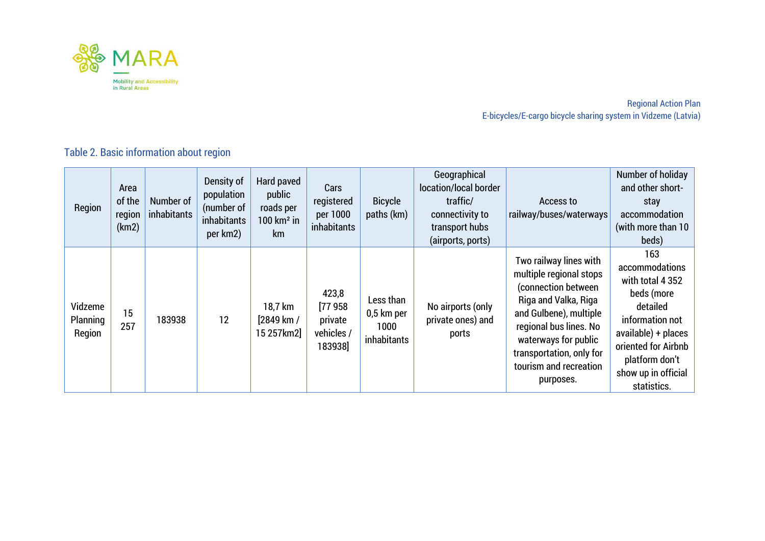Table 2. Basic information about region

| Region | Area of the region (km2) | Number of inhabitants | Density of population (number of inhabitants per km2) | Hard paved public roads per 100 km² in km | Cars registered per 1000 inhabitants | Bicycle paths (km) | Geographical location/local border traffic/ connectivity to transport hubs (airports, ports) | Access to railway/buses/waterways | Number of holiday and other short-stay accommodation (with more than 10 beds) |
|---|---|---|---|---|---|---|---|---|---|
| Vidzeme Planning Region | 15 257 | 183938 | 12 | 18,7 km [2849 km / 15 257km2] | 423,8 [77 958 private vehicles / 183938] | Less than 0,5 km per 1000 inhabitants | No airports (only private ones) and ports | Two railway lines with multiple regional stops (connection between Riga and Valka, Riga and Gulbene), multiple regional bus lines. No waterways for public transportation, only for tourism and recreation purposes. | 163 accommodations with total 4 352 beds (more detailed information not available) + places oriented for Airbnb platform don't show up in official statistics. |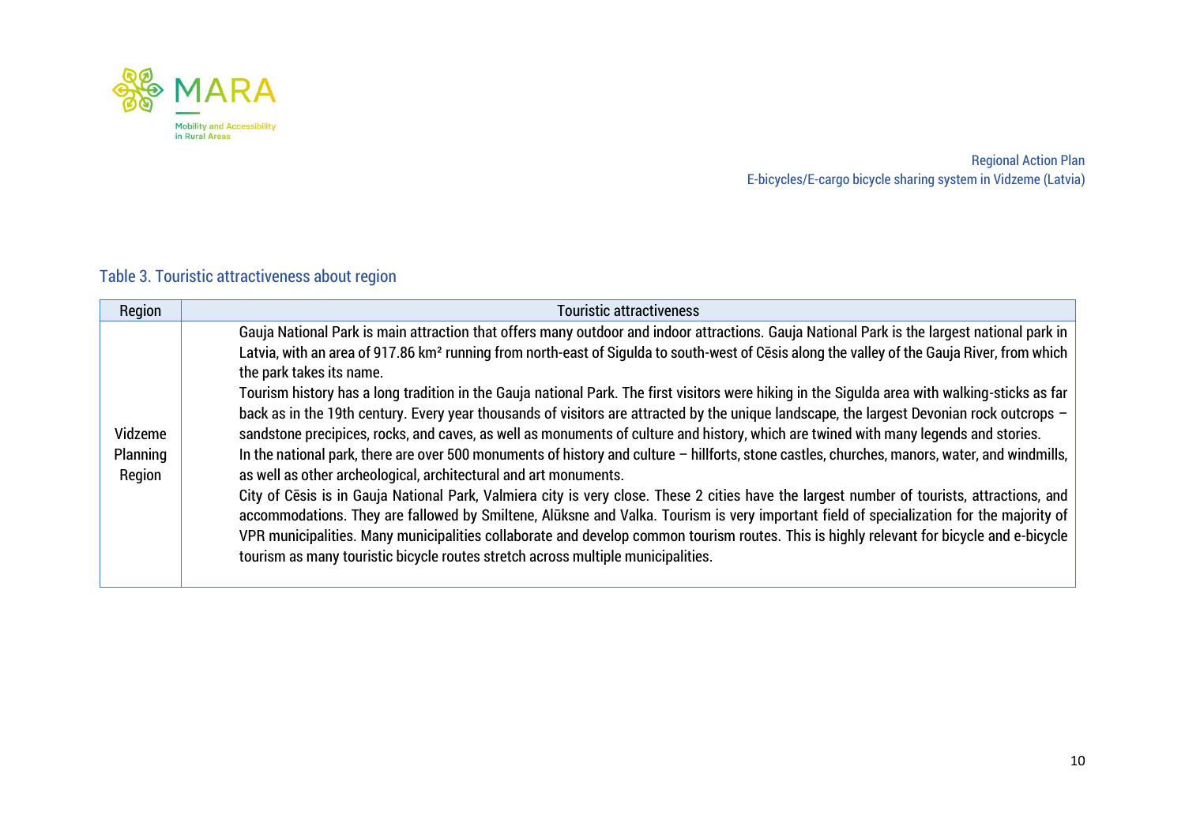Table 3. Touristic attractiveness about region

| Region | Touristic attractiveness |
|---|---|
| Vidzeme Planning Region | Gauja National Park is main attraction that offers many outdoor and indoor attractions. Gauja National Park is the largest national park in Latvia, with an area of 917.86 km² running from north-east of Sigulda to south-west of Cēsis along the valley of the Gauja River, from which the park takes its name.<br>Tourism history has a long tradition in the Gauja national Park. The first visitors were hiking in the Sigulda area with walking-sticks as far back as in the 19th century. Every year thousands of visitors are attracted by the unique landscape, the largest Devonian rock outcrops – sandstone precipices, rocks, and caves, as well as monuments of culture and history, which are twined with many legends and stories.<br>In the national park, there are over 500 monuments of history and culture – hillforts, stone castles, churches, manors, water, and windmills, as well as other archeological, architectural and art monuments.<br>City of Cēsis is in Gauja National Park, Valmiera city is very close. These 2 cities have the largest number of tourists, attractions, and accommodations. They are fallowed by Smiltene, Alūksne and Valka. Tourism is very important field of specialization for the majority of VPR municipalities. Many municipalities collaborate and develop common tourism routes. This is highly relevant for bicycle and e-bicycle tourism as many touristic bicycle routes stretch across multiple municipalities. |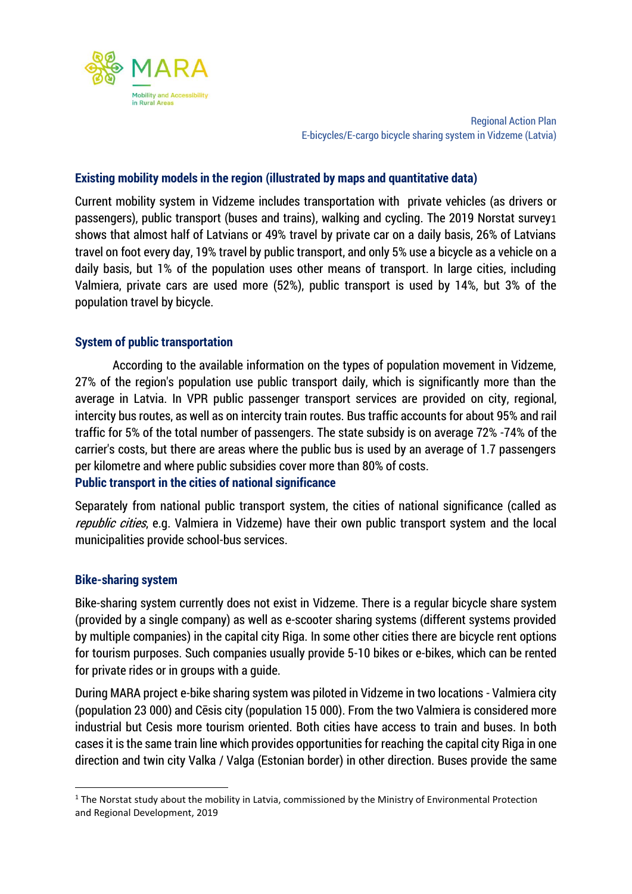## Existing mobility models in the region (illustrated by maps and quantitative data)

Current mobility system in Vidzeme includes transportation with private vehicles (as drivers or passengers), public transport (buses and trains), walking and cycling. The 2019 Norstat survey[1] shows that almost half of Latvians or 49% travel by private car on a daily basis, 26% of Latvians travel on foot every day, 19% travel by public transport, and only 5% use a bicycle as a vehicle on a daily basis, but 1% of the population uses other means of transport. In large cities, including Valmiera, private cars are used more (52%), public transport is used by 14%, but 3% of the population travel by bicycle.

## System of public transportation

According to the available information on the types of population movement in Vidzeme, 27% of the region's population use public transport daily, which is significantly more than the average in Latvia. In VPR public passenger transport services are provided on city, regional, intercity bus routes, as well as on intercity train routes. Bus traffic accounts for about 95% and rail traffic for 5% of the total number of passengers. The state subsidy is on average 72% -74% of the carrier's costs, but there are areas where the public bus is used by an average of 1.7 passengers per kilometre and where public subsidies cover more than 80% of costs.

## Public transport in the cities of national significance

Separately from national public transport system, the cities of national significance (called as *republic cities*, e.g. Valmiera in Vidzeme) have their own public transport system and the local municipalities provide school-bus services.

## Bike-sharing system

Bike-sharing system currently does not exist in Vidzeme. There is a regular bicycle share system (provided by a single company) as well as e-scooter sharing systems (different systems provided by multiple companies) in the capital city Riga. In some other cities there are bicycle rent options for tourism purposes. Such companies usually provide 5-10 bikes or e-bikes, which can be rented for private rides or in groups with a guide.

During MARA project e-bike sharing system was piloted in Vidzeme in two locations - Valmiera city (population 23 000) and Cēsis city (population 15 000). From the two Valmiera is considered more industrial but Cesis more tourism oriented. Both cities have access to train and buses. In both cases it is the same train line which provides opportunities for reaching the capital city Riga in one direction and twin city Valka / Valga (Estonian border) in other direction. Buses provide the same

---

[1] The Norstat study about the mobility in Latvia, commissioned by the Ministry of Environmental Protection and Regional Development, 2019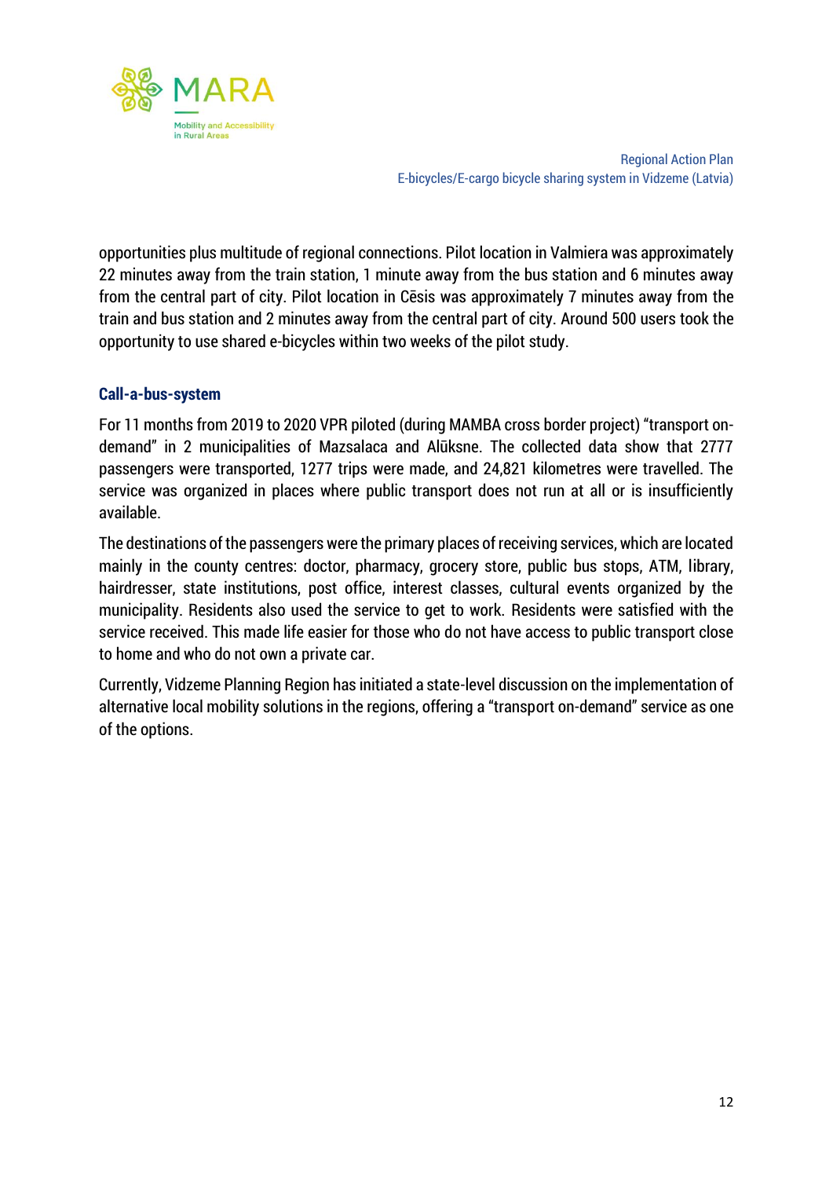opportunities plus multitude of regional connections. Pilot location in Valmiera was approximately 22 minutes away from the train station, 1 minute away from the bus station and 6 minutes away from the central part of city. Pilot location in Cēsis was approximately 7 minutes away from the train and bus station and 2 minutes away from the central part of city. Around 500 users took the opportunity to use shared e-bicycles within two weeks of the pilot study.

### Call-a-bus-system

For 11 months from 2019 to 2020 VPR piloted (during MAMBA cross border project) "transport on-demand" in 2 municipalities of Mazsalaca and Alūksne. The collected data show that 2777 passengers were transported, 1277 trips were made, and 24,821 kilometres were travelled. The service was organized in places where public transport does not run at all or is insufficiently available.

The destinations of the passengers were the primary places of receiving services, which are located mainly in the county centres: doctor, pharmacy, grocery store, public bus stops, ATM, library, hairdresser, state institutions, post office, interest classes, cultural events organized by the municipality. Residents also used the service to get to work. Residents were satisfied with the service received. This made life easier for those who do not have access to public transport close to home and who do not own a private car.

Currently, Vidzeme Planning Region has initiated a state-level discussion on the implementation of alternative local mobility solutions in the regions, offering a "transport on-demand" service as one of the options.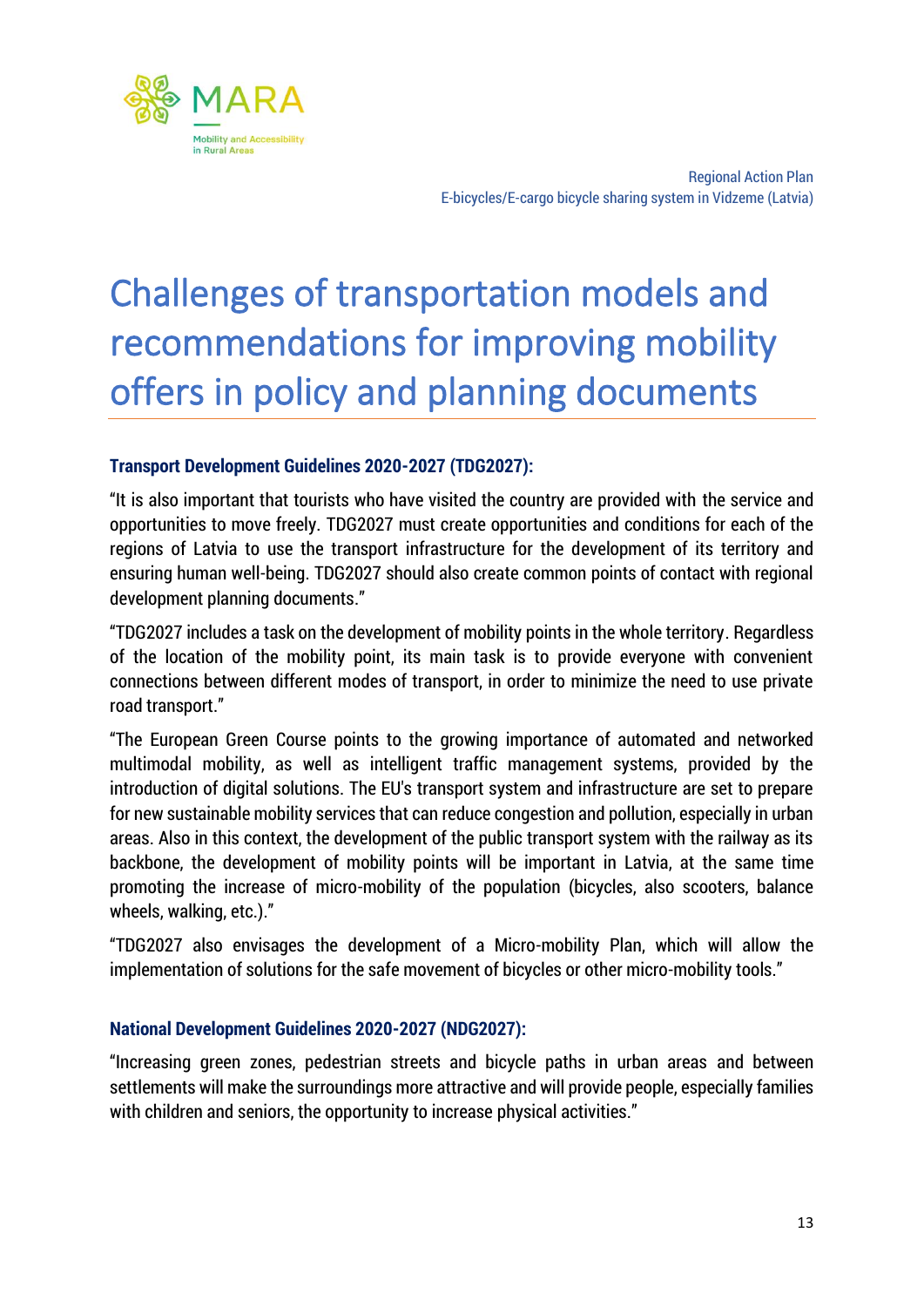# Challenges of transportation models and recommendations for improving mobility offers in policy and planning documents

### Transport Development Guidelines 2020-2027 (TDG2027):

"It is also important that tourists who have visited the country are provided with the service and opportunities to move freely. TDG2027 must create opportunities and conditions for each of the regions of Latvia to use the transport infrastructure for the development of its territory and ensuring human well-being. TDG2027 should also create common points of contact with regional development planning documents."

"TDG2027 includes a task on the development of mobility points in the whole territory. Regardless of the location of the mobility point, its main task is to provide everyone with convenient connections between different modes of transport, in order to minimize the need to use private road transport."

"The European Green Course points to the growing importance of automated and networked multimodal mobility, as well as intelligent traffic management systems, provided by the introduction of digital solutions. The EU's transport system and infrastructure are set to prepare for new sustainable mobility services that can reduce congestion and pollution, especially in urban areas. Also in this context, the development of the public transport system with the railway as its backbone, the development of mobility points will be important in Latvia, at the same time promoting the increase of micro-mobility of the population (bicycles, also scooters, balance wheels, walking, etc.)."

"TDG2027 also envisages the development of a Micro-mobility Plan, which will allow the implementation of solutions for the safe movement of bicycles or other micro-mobility tools."

### National Development Guidelines 2020-2027 (NDG2027):

"Increasing green zones, pedestrian streets and bicycle paths in urban areas and between settlements will make the surroundings more attractive and will provide people, especially families with children and seniors, the opportunity to increase physical activities."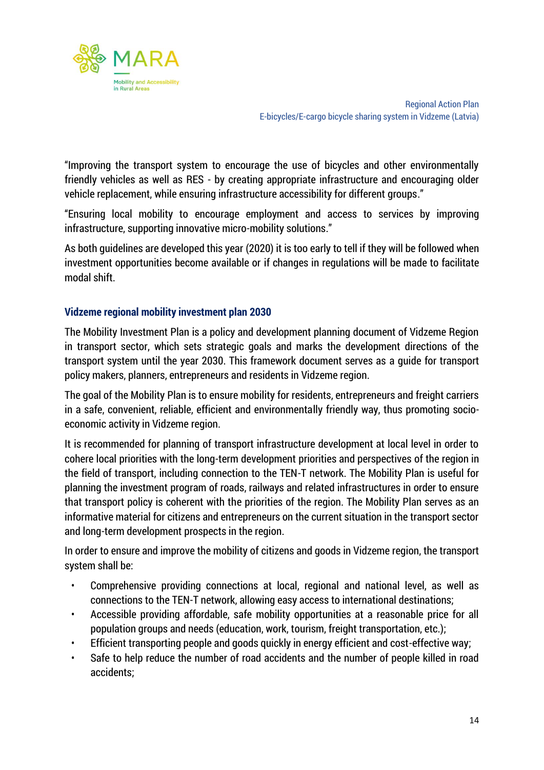"Improving the transport system to encourage the use of bicycles and other environmentally friendly vehicles as well as RES - by creating appropriate infrastructure and encouraging older vehicle replacement, while ensuring infrastructure accessibility for different groups."

"Ensuring local mobility to encourage employment and access to services by improving infrastructure, supporting innovative micro-mobility solutions."

As both guidelines are developed this year (2020) it is too early to tell if they will be followed when investment opportunities become available or if changes in regulations will be made to facilitate modal shift.

### Vidzeme regional mobility investment plan 2030

The Mobility Investment Plan is a policy and development planning document of Vidzeme Region in transport sector, which sets strategic goals and marks the development directions of the transport system until the year 2030. This framework document serves as a guide for transport policy makers, planners, entrepreneurs and residents in Vidzeme region.

The goal of the Mobility Plan is to ensure mobility for residents, entrepreneurs and freight carriers in a safe, convenient, reliable, efficient and environmentally friendly way, thus promoting socio-economic activity in Vidzeme region.

It is recommended for planning of transport infrastructure development at local level in order to cohere local priorities with the long-term development priorities and perspectives of the region in the field of transport, including connection to the TEN-T network. The Mobility Plan is useful for planning the investment program of roads, railways and related infrastructures in order to ensure that transport policy is coherent with the priorities of the region. The Mobility Plan serves as an informative material for citizens and entrepreneurs on the current situation in the transport sector and long-term development prospects in the region.

In order to ensure and improve the mobility of citizens and goods in Vidzeme region, the transport system shall be:

- Comprehensive providing connections at local, regional and national level, as well as connections to the TEN-T network, allowing easy access to international destinations;
- Accessible providing affordable, safe mobility opportunities at a reasonable price for all population groups and needs (education, work, tourism, freight transportation, etc.);
- Efficient transporting people and goods quickly in energy efficient and cost-effective way;
- Safe to help reduce the number of road accidents and the number of people killed in road accidents;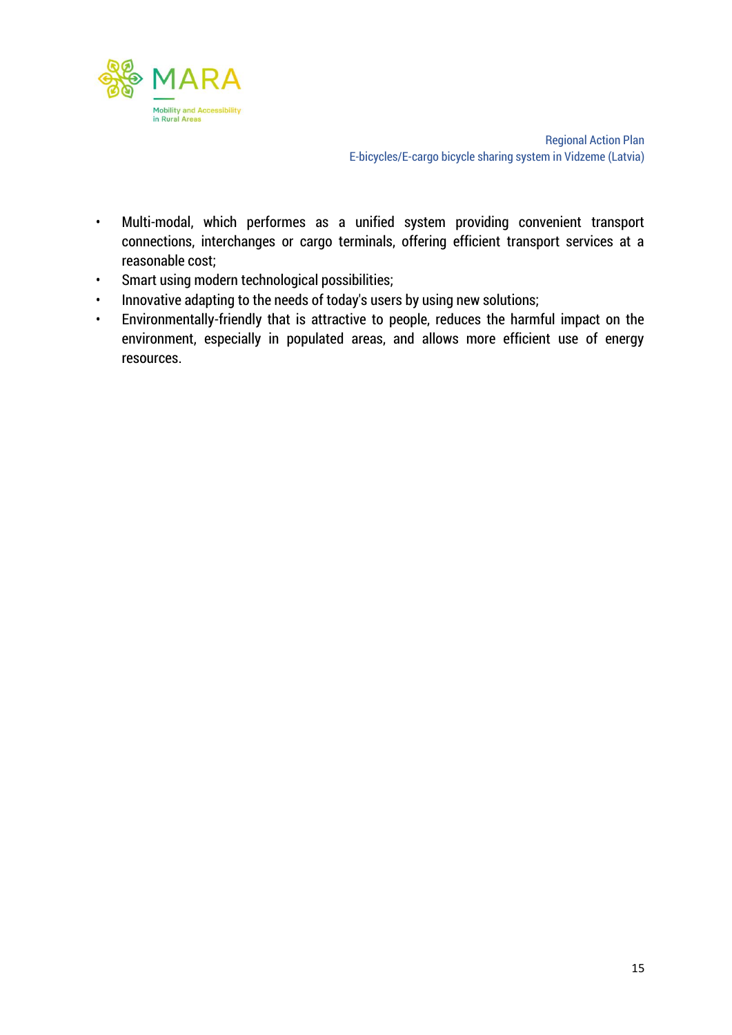- Multi-modal, which performes as a unified system providing convenient transport connections, interchanges or cargo terminals, offering efficient transport services at a reasonable cost;
- Smart using modern technological possibilities;
- Innovative adapting to the needs of today's users by using new solutions;
- Environmentally-friendly that is attractive to people, reduces the harmful impact on the environment, especially in populated areas, and allows more efficient use of energy resources.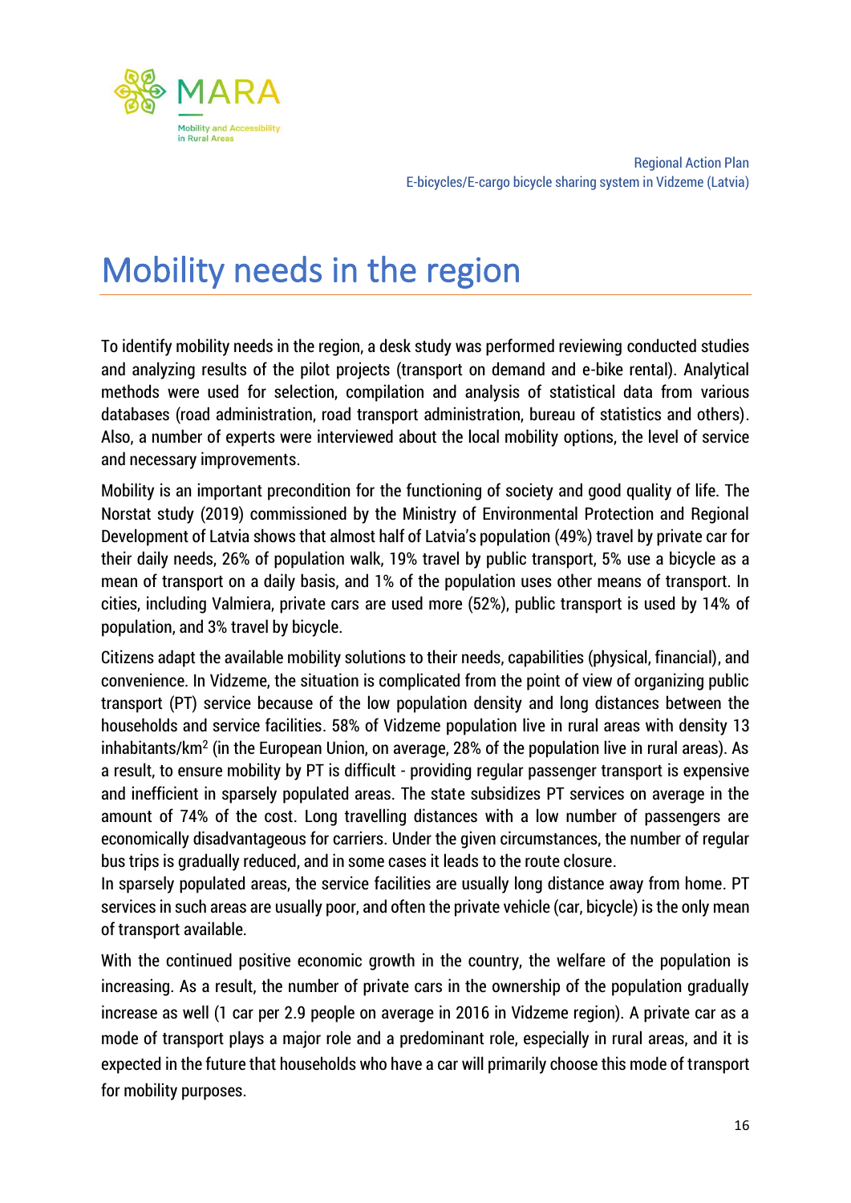# Mobility needs in the region

To identify mobility needs in the region, a desk study was performed reviewing conducted studies and analyzing results of the pilot projects (transport on demand and e-bike rental). Analytical methods were used for selection, compilation and analysis of statistical data from various databases (road administration, road transport administration, bureau of statistics and others). Also, a number of experts were interviewed about the local mobility options, the level of service and necessary improvements.

Mobility is an important precondition for the functioning of society and good quality of life. The Norstat study (2019) commissioned by the Ministry of Environmental Protection and Regional Development of Latvia shows that almost half of Latvia's population (49%) travel by private car for their daily needs, 26% of population walk, 19% travel by public transport, 5% use a bicycle as a mean of transport on a daily basis, and 1% of the population uses other means of transport. In cities, including Valmiera, private cars are used more (52%), public transport is used by 14% of population, and 3% travel by bicycle.

Citizens adapt the available mobility solutions to their needs, capabilities (physical, financial), and convenience. In Vidzeme, the situation is complicated from the point of view of organizing public transport (PT) service because of the low population density and long distances between the households and service facilities. 58% of Vidzeme population live in rural areas with density 13 inhabitants/km$^2$ (in the European Union, on average, 28% of the population live in rural areas). As a result, to ensure mobility by PT is difficult - providing regular passenger transport is expensive and inefficient in sparsely populated areas. The state subsidizes PT services on average in the amount of 74% of the cost. Long travelling distances with a low number of passengers are economically disadvantageous for carriers. Under the given circumstances, the number of regular bus trips is gradually reduced, and in some cases it leads to the route closure.
In sparsely populated areas, the service facilities are usually long distance away from home. PT services in such areas are usually poor, and often the private vehicle (car, bicycle) is the only mean of transport available.

With the continued positive economic growth in the country, the welfare of the population is increasing. As a result, the number of private cars in the ownership of the population gradually increase as well (1 car per 2.9 people on average in 2016 in Vidzeme region). A private car as a mode of transport plays a major role and a predominant role, especially in rural areas, and it is expected in the future that households who have a car will primarily choose this mode of transport for mobility purposes.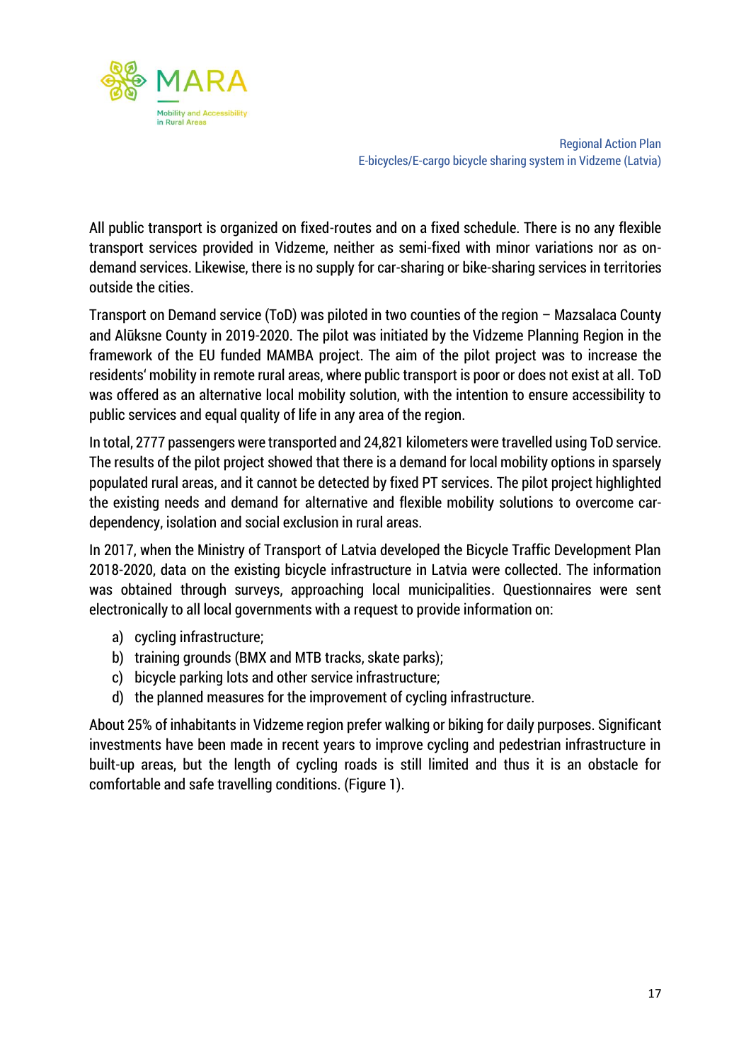All public transport is organized on fixed-routes and on a fixed schedule. There is no any flexible transport services provided in Vidzeme, neither as semi-fixed with minor variations nor as on-demand services. Likewise, there is no supply for car-sharing or bike-sharing services in territories outside the cities.

Transport on Demand service (ToD) was piloted in two counties of the region – Mazsalaca County and Alūksne County in 2019-2020. The pilot was initiated by the Vidzeme Planning Region in the framework of the EU funded MAMBA project. The aim of the pilot project was to increase the residents' mobility in remote rural areas, where public transport is poor or does not exist at all. ToD was offered as an alternative local mobility solution, with the intention to ensure accessibility to public services and equal quality of life in any area of the region.

In total, 2777 passengers were transported and 24,821 kilometers were travelled using ToD service. The results of the pilot project showed that there is a demand for local mobility options in sparsely populated rural areas, and it cannot be detected by fixed PT services. The pilot project highlighted the existing needs and demand for alternative and flexible mobility solutions to overcome car-dependency, isolation and social exclusion in rural areas.

In 2017, when the Ministry of Transport of Latvia developed the Bicycle Traffic Development Plan 2018-2020, data on the existing bicycle infrastructure in Latvia were collected. The information was obtained through surveys, approaching local municipalities. Questionnaires were sent electronically to all local governments with a request to provide information on:

a) cycling infrastructure;
b) training grounds (BMX and MTB tracks, skate parks);
c) bicycle parking lots and other service infrastructure;
d) the planned measures for the improvement of cycling infrastructure.

About 25% of inhabitants in Vidzeme region prefer walking or biking for daily purposes. Significant investments have been made in recent years to improve cycling and pedestrian infrastructure in built-up areas, but the length of cycling roads is still limited and thus it is an obstacle for comfortable and safe travelling conditions. (Figure 1).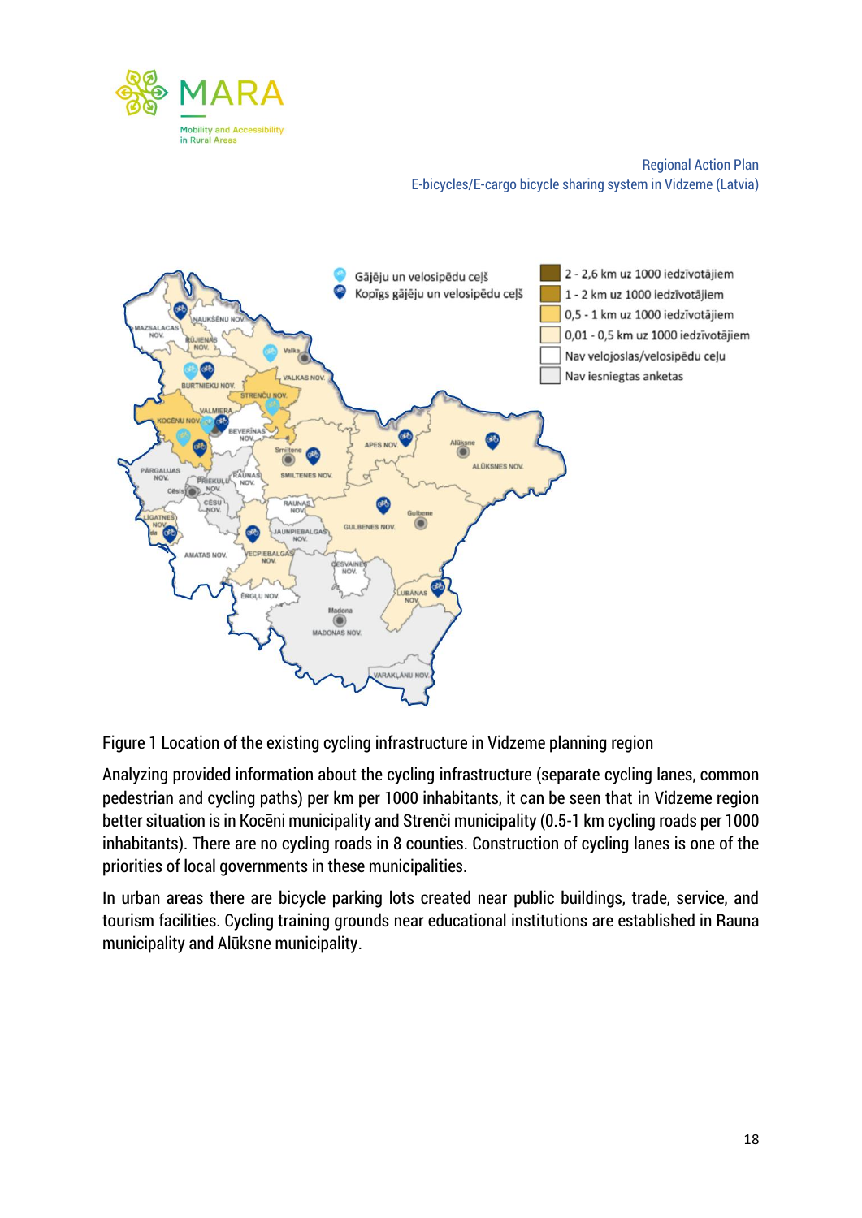Figure 1 Location of the existing cycling infrastructure in Vidzeme planning region

Analyzing provided information about the cycling infrastructure (separate cycling lanes, common pedestrian and cycling paths) per km per 1000 inhabitants, it can be seen that in Vidzeme region better situation is in Kocēni municipality and Strenči municipality (0.5-1 km cycling roads per 1000 inhabitants). There are no cycling roads in 8 counties. Construction of cycling lanes is one of the priorities of local governments in these municipalities.

In urban areas there are bicycle parking lots created near public buildings, trade, service, and tourism facilities. Cycling training grounds near educational institutions are established in Rauna municipality and Alūksne municipality.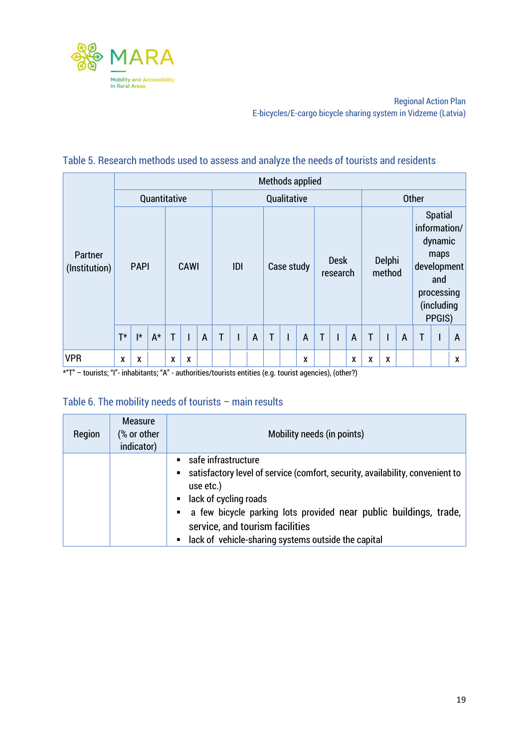## Table 5. Research methods used to assess and analyze the needs of tourists and residents

| Partner (Institution) | Methods applied | | | | | | | | | | | | | | | | | | | | |
|---|---|---|---|---|---|---|---|---|---|---|---|---|---|---|---|---|---|---|---|---|---|
| | Quantitative | | | | | | Qualitative | | | | | | | | | Other | | | | | |
| | PAPI | | | CAWI | | | IDI | | | Case study | | | Desk research | | | Delphi method | | | Spatial information/ dynamic maps development and processing (including PPGIS) | | |
| | T* | I* | A* | T | I | A | T | I | A | T | I | A | T | I | A | T | I | A | T | I | A |
| VPR | x | x | | x | x | | | | | | | x | | | x | x | x | | | | x |

*"T" – tourists; "I"- inhabitants; "A" - authorities/tourists entities (e.g. tourist agencies), (other?)

## Table 6. The mobility needs of tourists – main results

| Region | Measure (% or other indicator) | Mobility needs (in points) |
|---|---|---|
| | | ▪ safe infrastructure<br>▪ satisfactory level of service (comfort, security, availability, convenient to use etc.)<br>▪ lack of cycling roads<br>▪ a few bicycle parking lots provided near public buildings, trade, service, and tourism facilities<br>▪ lack of vehicle-sharing systems outside the capital |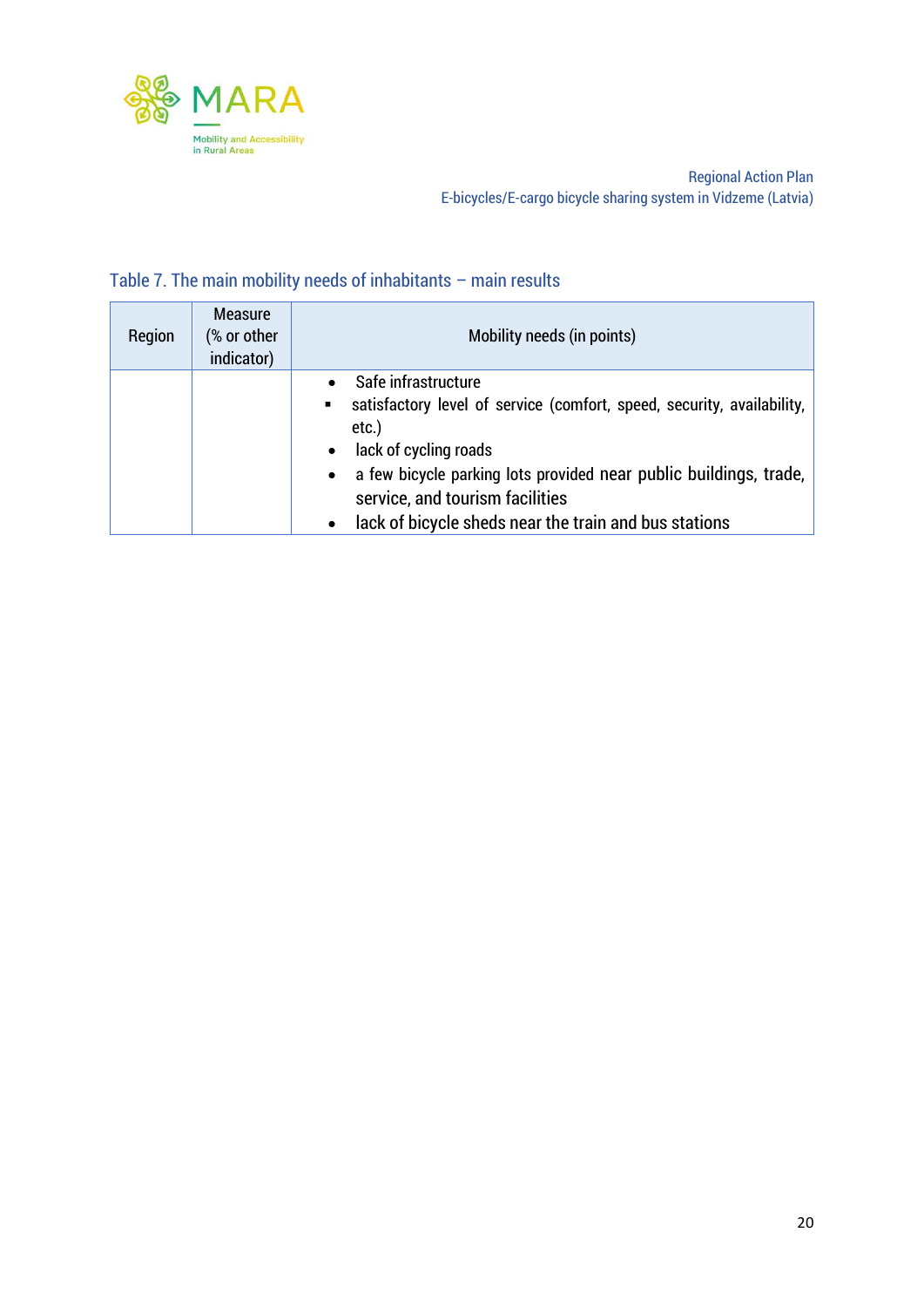Table 7. The main mobility needs of inhabitants – main results

| Region | Measure (% or other indicator) | Mobility needs (in points) |
|---|---|---|
| | | • Safe infrastructure<br>▪ satisfactory level of service (comfort, speed, security, availability, etc.)<br>• lack of cycling roads<br>• a few bicycle parking lots provided near public buildings, trade, service, and tourism facilities<br>• lack of bicycle sheds near the train and bus stations |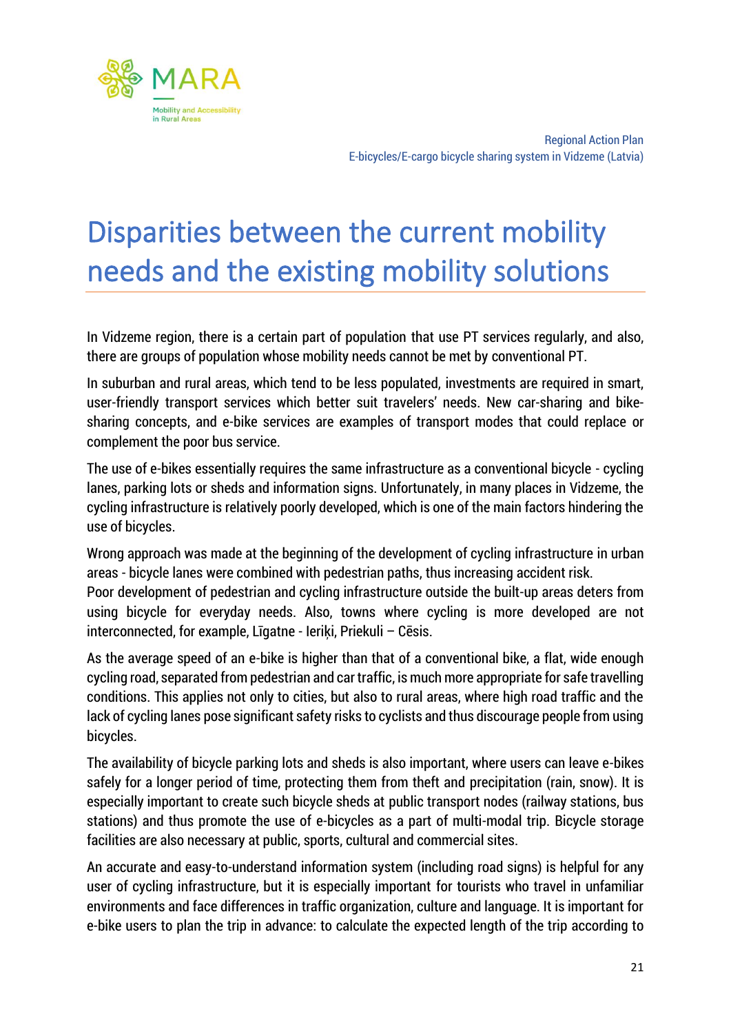# Disparities between the current mobility needs and the existing mobility solutions

In Vidzeme region, there is a certain part of population that use PT services regularly, and also, there are groups of population whose mobility needs cannot be met by conventional PT.

In suburban and rural areas, which tend to be less populated, investments are required in smart, user-friendly transport services which better suit travelers' needs. New car-sharing and bike-sharing concepts, and e-bike services are examples of transport modes that could replace or complement the poor bus service.

The use of e-bikes essentially requires the same infrastructure as a conventional bicycle - cycling lanes, parking lots or sheds and information signs. Unfortunately, in many places in Vidzeme, the cycling infrastructure is relatively poorly developed, which is one of the main factors hindering the use of bicycles.

Wrong approach was made at the beginning of the development of cycling infrastructure in urban areas - bicycle lanes were combined with pedestrian paths, thus increasing accident risk.
Poor development of pedestrian and cycling infrastructure outside the built-up areas deters from using bicycle for everyday needs. Also, towns where cycling is more developed are not interconnected, for example, Līgatne - Ieriķi, Priekuli – Cēsis.

As the average speed of an e-bike is higher than that of a conventional bike, a flat, wide enough cycling road, separated from pedestrian and car traffic, is much more appropriate for safe travelling conditions. This applies not only to cities, but also to rural areas, where high road traffic and the lack of cycling lanes pose significant safety risks to cyclists and thus discourage people from using bicycles.

The availability of bicycle parking lots and sheds is also important, where users can leave e-bikes safely for a longer period of time, protecting them from theft and precipitation (rain, snow). It is especially important to create such bicycle sheds at public transport nodes (railway stations, bus stations) and thus promote the use of e-bicycles as a part of multi-modal trip. Bicycle storage facilities are also necessary at public, sports, cultural and commercial sites.

An accurate and easy-to-understand information system (including road signs) is helpful for any user of cycling infrastructure, but it is especially important for tourists who travel in unfamiliar environments and face differences in traffic organization, culture and language. It is important for e-bike users to plan the trip in advance: to calculate the expected length of the trip according to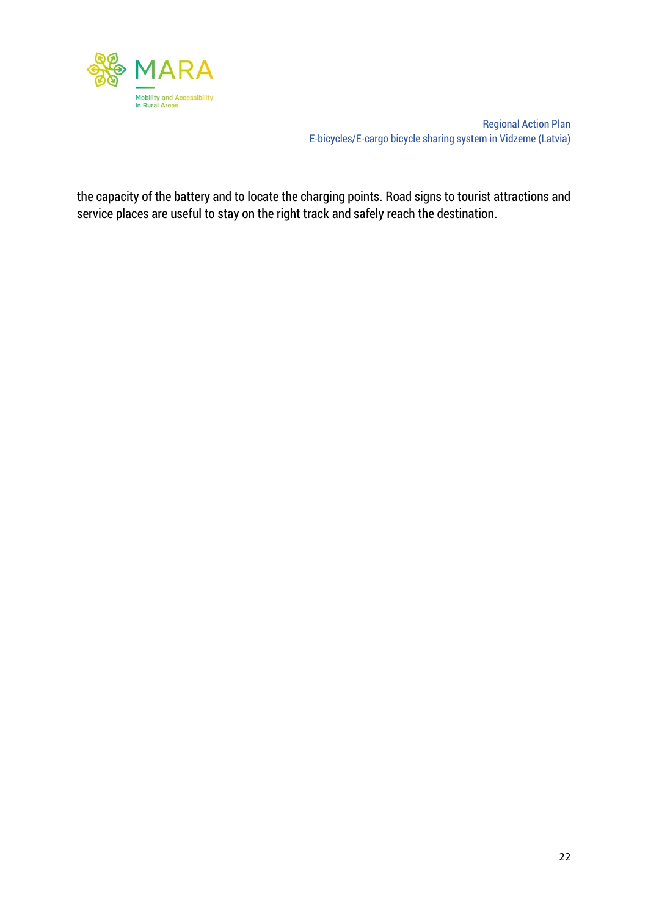the capacity of the battery and to locate the charging points. Road signs to tourist attractions and service places are useful to stay on the right track and safely reach the destination.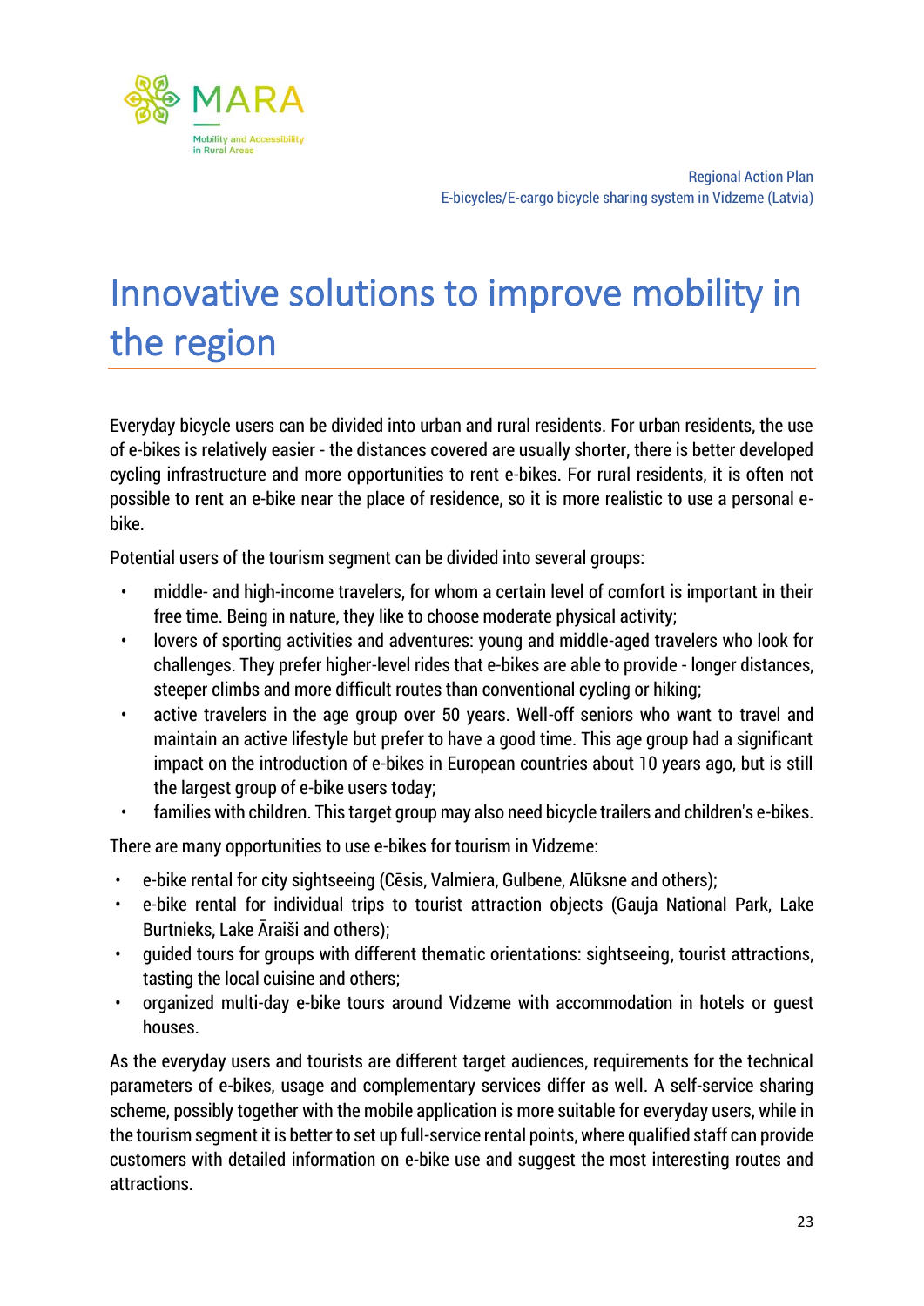# Innovative solutions to improve mobility in the region

Everyday bicycle users can be divided into urban and rural residents. For urban residents, the use of e-bikes is relatively easier - the distances covered are usually shorter, there is better developed cycling infrastructure and more opportunities to rent e-bikes. For rural residents, it is often not possible to rent an e-bike near the place of residence, so it is more realistic to use a personal e-bike.

Potential users of the tourism segment can be divided into several groups:

- middle- and high-income travelers, for whom a certain level of comfort is important in their free time. Being in nature, they like to choose moderate physical activity;
- lovers of sporting activities and adventures: young and middle-aged travelers who look for challenges. They prefer higher-level rides that e-bikes are able to provide - longer distances, steeper climbs and more difficult routes than conventional cycling or hiking;
- active travelers in the age group over 50 years. Well-off seniors who want to travel and maintain an active lifestyle but prefer to have a good time. This age group had a significant impact on the introduction of e-bikes in European countries about 10 years ago, but is still the largest group of e-bike users today;
- families with children. This target group may also need bicycle trailers and children's e-bikes.

There are many opportunities to use e-bikes for tourism in Vidzeme:

- e-bike rental for city sightseeing (Cēsis, Valmiera, Gulbene, Alūksne and others);
- e-bike rental for individual trips to tourist attraction objects (Gauja National Park, Lake Burtnieks, Lake Āraiši and others);
- guided tours for groups with different thematic orientations: sightseeing, tourist attractions, tasting the local cuisine and others;
- organized multi-day e-bike tours around Vidzeme with accommodation in hotels or guest houses.

As the everyday users and tourists are different target audiences, requirements for the technical parameters of e-bikes, usage and complementary services differ as well. A self-service sharing scheme, possibly together with the mobile application is more suitable for everyday users, while in the tourism segment it is better to set up full-service rental points, where qualified staff can provide customers with detailed information on e-bike use and suggest the most interesting routes and attractions.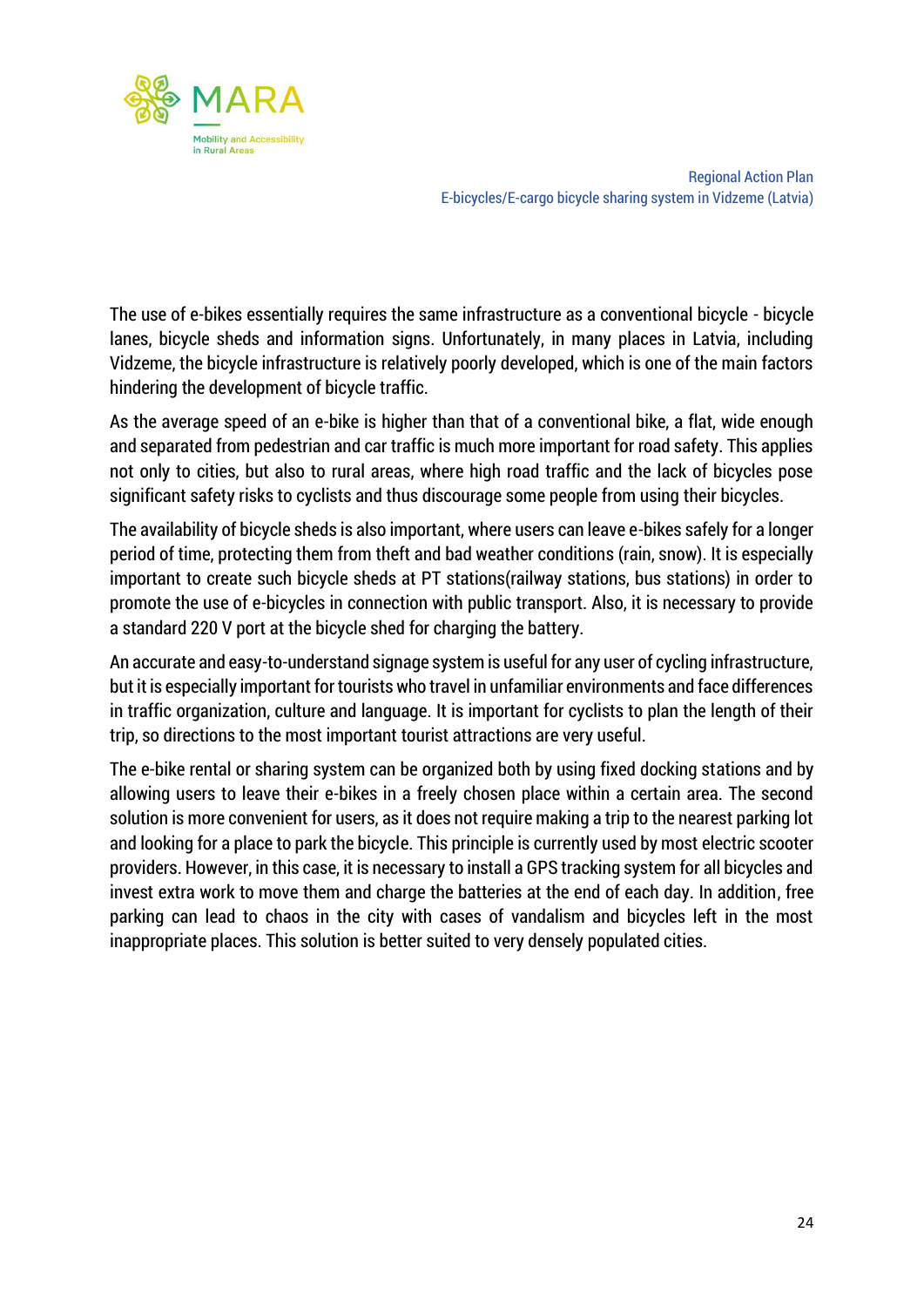The use of e-bikes essentially requires the same infrastructure as a conventional bicycle - bicycle lanes, bicycle sheds and information signs. Unfortunately, in many places in Latvia, including Vidzeme, the bicycle infrastructure is relatively poorly developed, which is one of the main factors hindering the development of bicycle traffic.

As the average speed of an e-bike is higher than that of a conventional bike, a flat, wide enough and separated from pedestrian and car traffic is much more important for road safety. This applies not only to cities, but also to rural areas, where high road traffic and the lack of bicycles pose significant safety risks to cyclists and thus discourage some people from using their bicycles.

The availability of bicycle sheds is also important, where users can leave e-bikes safely for a longer period of time, protecting them from theft and bad weather conditions (rain, snow). It is especially important to create such bicycle sheds at PT stations(railway stations, bus stations) in order to promote the use of e-bicycles in connection with public transport. Also, it is necessary to provide a standard 220 V port at the bicycle shed for charging the battery.

An accurate and easy-to-understand signage system is useful for any user of cycling infrastructure, but it is especially important for tourists who travel in unfamiliar environments and face differences in traffic organization, culture and language. It is important for cyclists to plan the length of their trip, so directions to the most important tourist attractions are very useful.

The e-bike rental or sharing system can be organized both by using fixed docking stations and by allowing users to leave their e-bikes in a freely chosen place within a certain area. The second solution is more convenient for users, as it does not require making a trip to the nearest parking lot and looking for a place to park the bicycle. This principle is currently used by most electric scooter providers. However, in this case, it is necessary to install a GPS tracking system for all bicycles and invest extra work to move them and charge the batteries at the end of each day. In addition, free parking can lead to chaos in the city with cases of vandalism and bicycles left in the most inappropriate places. This solution is better suited to very densely populated cities.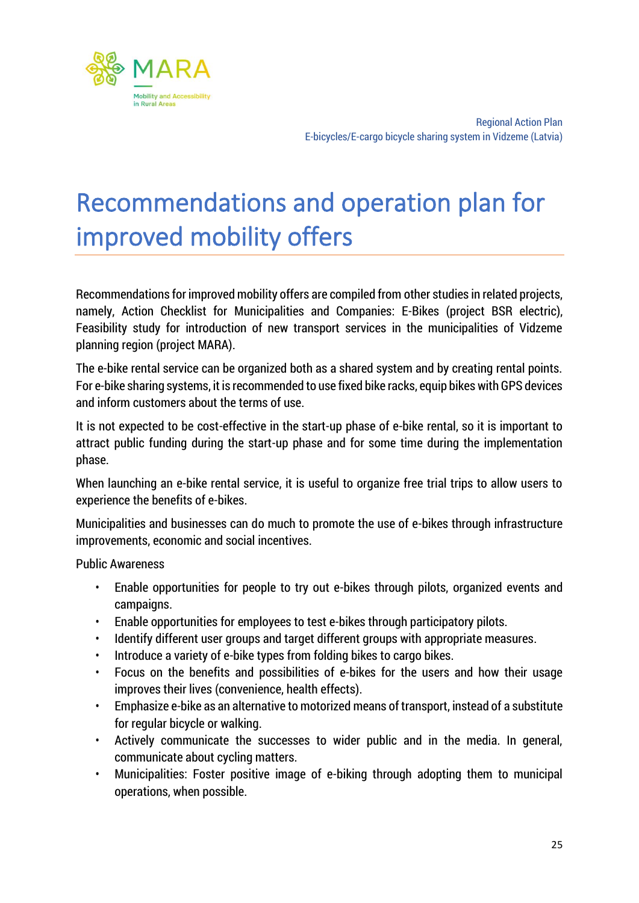# Recommendations and operation plan for improved mobility offers

Recommendations for improved mobility offers are compiled from other studies in related projects, namely, Action Checklist for Municipalities and Companies: E-Bikes (project BSR electric), Feasibility study for introduction of new transport services in the municipalities of Vidzeme planning region (project MARA).

The e-bike rental service can be organized both as a shared system and by creating rental points. For e-bike sharing systems, it is recommended to use fixed bike racks, equip bikes with GPS devices and inform customers about the terms of use.

It is not expected to be cost-effective in the start-up phase of e-bike rental, so it is important to attract public funding during the start-up phase and for some time during the implementation phase.

When launching an e-bike rental service, it is useful to organize free trial trips to allow users to experience the benefits of e-bikes.

Municipalities and businesses can do much to promote the use of e-bikes through infrastructure improvements, economic and social incentives.

Public Awareness

- Enable opportunities for people to try out e-bikes through pilots, organized events and campaigns.
- Enable opportunities for employees to test e-bikes through participatory pilots.
- Identify different user groups and target different groups with appropriate measures.
- Introduce a variety of e-bike types from folding bikes to cargo bikes.
- Focus on the benefits and possibilities of e-bikes for the users and how their usage improves their lives (convenience, health effects).
- Emphasize e-bike as an alternative to motorized means of transport, instead of a substitute for regular bicycle or walking.
- Actively communicate the successes to wider public and in the media. In general, communicate about cycling matters.
- Municipalities: Foster positive image of e-biking through adopting them to municipal operations, when possible.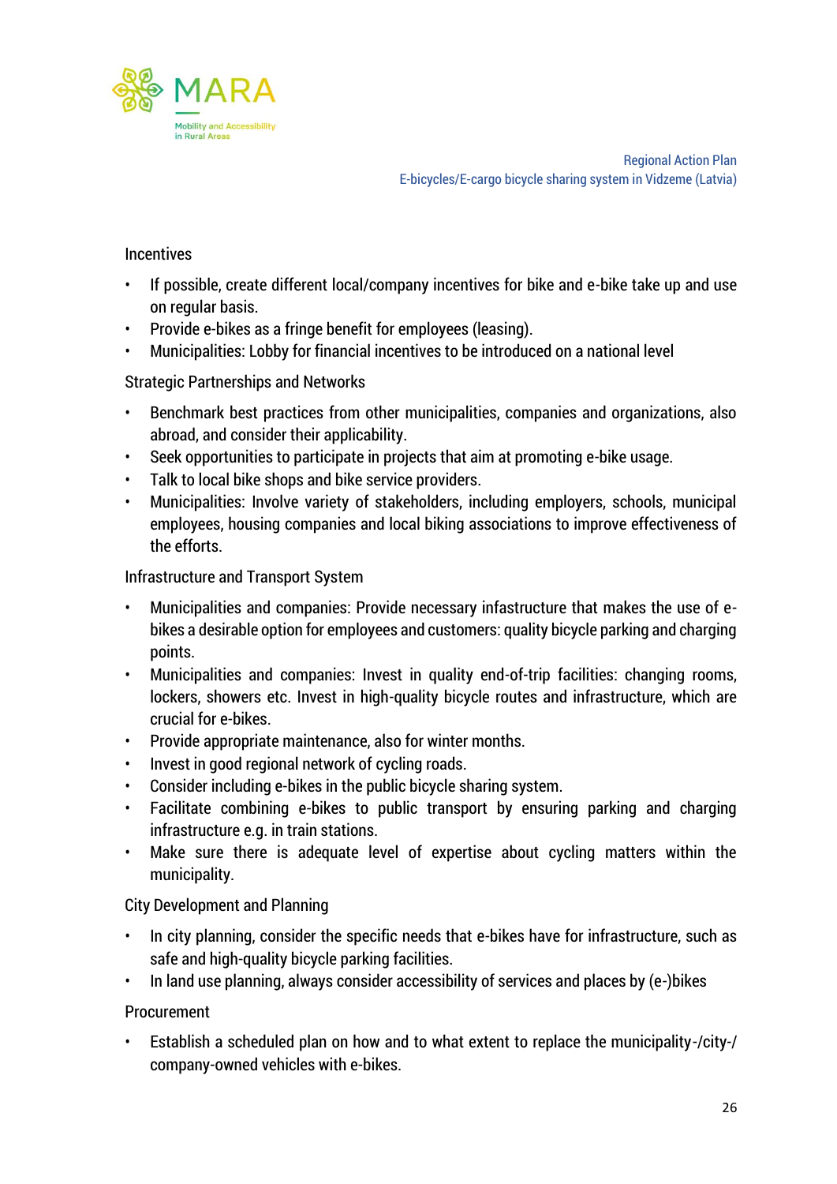Incentives

- If possible, create different local/company incentives for bike and e-bike take up and use on regular basis.
- Provide e-bikes as a fringe benefit for employees (leasing).
- Municipalities: Lobby for financial incentives to be introduced on a national level

Strategic Partnerships and Networks

- Benchmark best practices from other municipalities, companies and organizations, also abroad, and consider their applicability.
- Seek opportunities to participate in projects that aim at promoting e-bike usage.
- Talk to local bike shops and bike service providers.
- Municipalities: Involve variety of stakeholders, including employers, schools, municipal employees, housing companies and local biking associations to improve effectiveness of the efforts.

Infrastructure and Transport System

- Municipalities and companies: Provide necessary infastructure that makes the use of e-bikes a desirable option for employees and customers: quality bicycle parking and charging points.
- Municipalities and companies: Invest in quality end-of-trip facilities: changing rooms, lockers, showers etc. Invest in high-quality bicycle routes and infrastructure, which are crucial for e-bikes.
- Provide appropriate maintenance, also for winter months.
- Invest in good regional network of cycling roads.
- Consider including e-bikes in the public bicycle sharing system.
- Facilitate combining e-bikes to public transport by ensuring parking and charging infrastructure e.g. in train stations.
- Make sure there is adequate level of expertise about cycling matters within the municipality.

City Development and Planning

- In city planning, consider the specific needs that e-bikes have for infrastructure, such as safe and high-quality bicycle parking facilities.
- In land use planning, always consider accessibility of services and places by (e-)bikes

Procurement

- Establish a scheduled plan on how and to what extent to replace the municipality-/city-/ company-owned vehicles with e-bikes.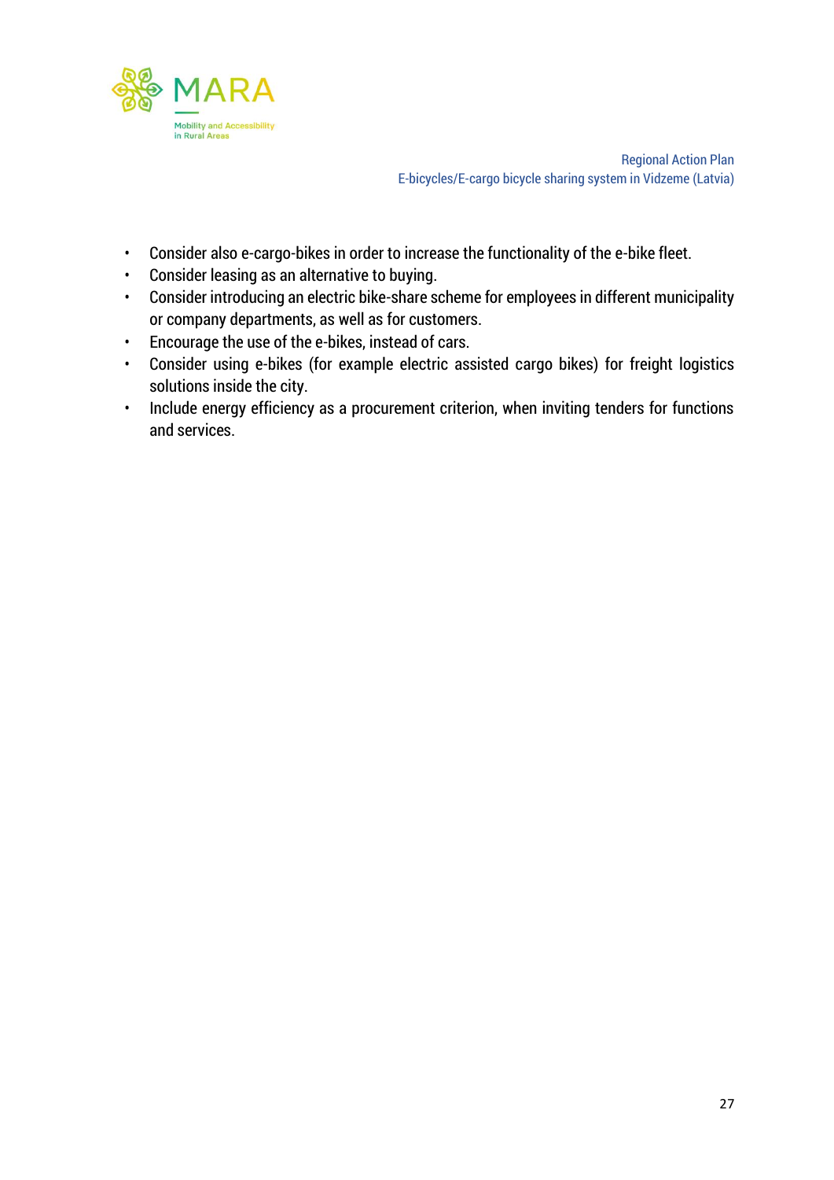- Consider also e-cargo-bikes in order to increase the functionality of the e-bike fleet.
- Consider leasing as an alternative to buying.
- Consider introducing an electric bike-share scheme for employees in different municipality or company departments, as well as for customers.
- Encourage the use of the e-bikes, instead of cars.
- Consider using e-bikes (for example electric assisted cargo bikes) for freight logistics solutions inside the city.
- Include energy efficiency as a procurement criterion, when inviting tenders for functions and services.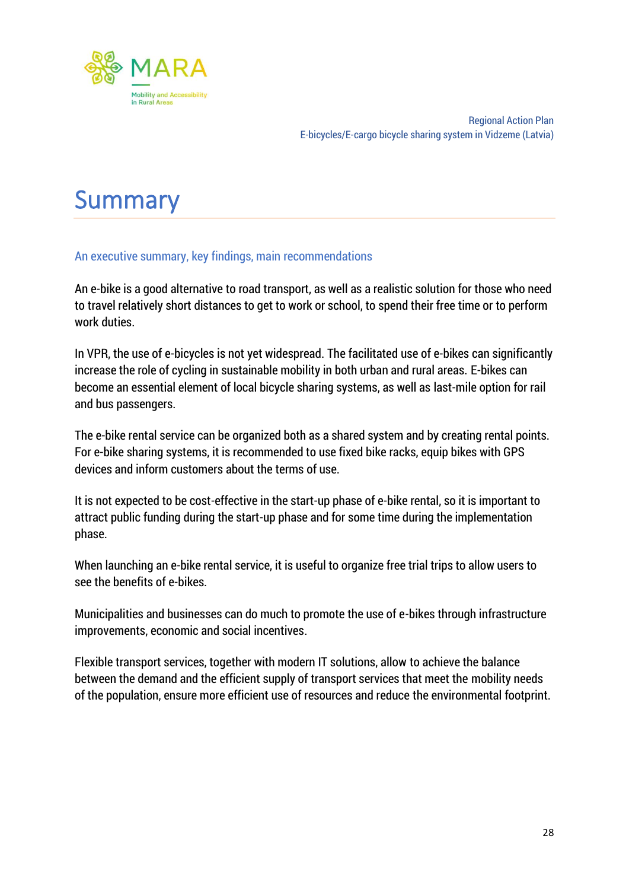# Summary

### An executive summary, key findings, main recommendations

An e-bike is a good alternative to road transport, as well as a realistic solution for those who need to travel relatively short distances to get to work or school, to spend their free time or to perform work duties.

In VPR, the use of e-bicycles is not yet widespread. The facilitated use of e-bikes can significantly increase the role of cycling in sustainable mobility in both urban and rural areas. E-bikes can become an essential element of local bicycle sharing systems, as well as last-mile option for rail and bus passengers.

The e-bike rental service can be organized both as a shared system and by creating rental points. For e-bike sharing systems, it is recommended to use fixed bike racks, equip bikes with GPS devices and inform customers about the terms of use.

It is not expected to be cost-effective in the start-up phase of e-bike rental, so it is important to attract public funding during the start-up phase and for some time during the implementation phase.

When launching an e-bike rental service, it is useful to organize free trial trips to allow users to see the benefits of e-bikes.

Municipalities and businesses can do much to promote the use of e-bikes through infrastructure improvements, economic and social incentives.

Flexible transport services, together with modern IT solutions, allow to achieve the balance between the demand and the efficient supply of transport services that meet the mobility needs of the population, ensure more efficient use of resources and reduce the environmental footprint.